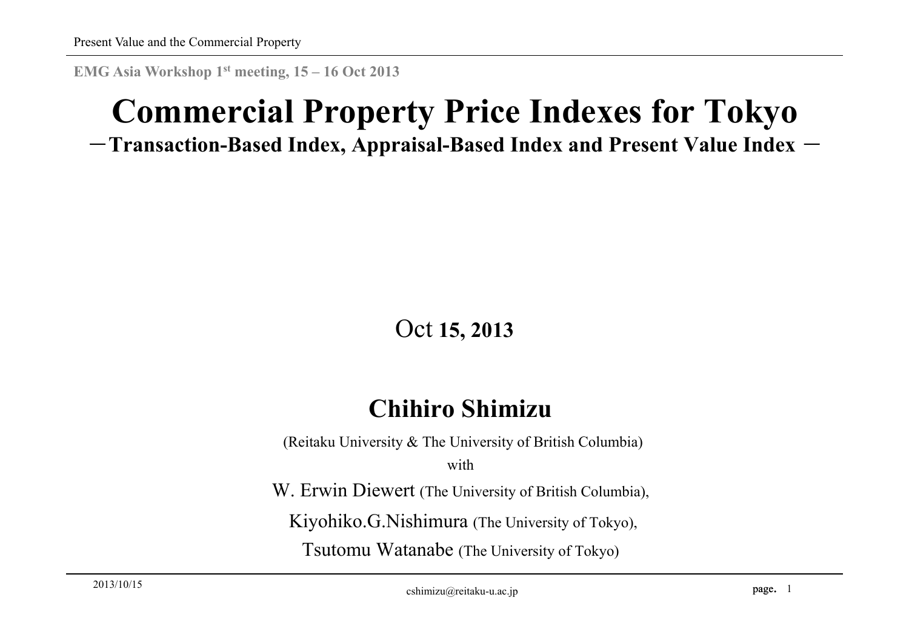EMG Asia Workshop 1st meeting, 15 – 16 Oct 2013

# Commercial Property Price Indexes for Tokyo

## －Transaction-Based Index, Appraisal-Based Index and Present Value Index －

Oct 15, 2013

**Chihiro Shimizu**

(Reitaku University & The University of British Columbia)

with

W. Erwin Diewert (The University of British Columbia),

Kiyohiko.G.Nishimura (The University of Tokyo),

Tsutomu Watanabe (The University of Tokyo)

cshimizu@reitaku-u.ac.jp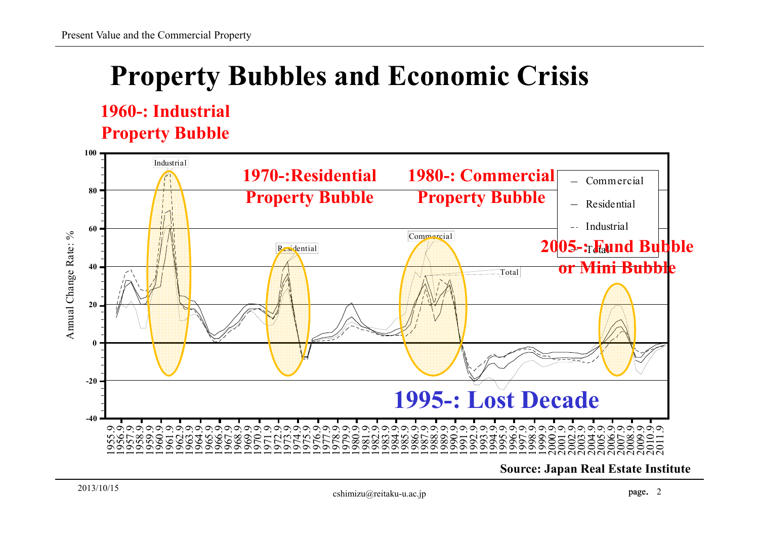# Property Bubbles and Economic Crisis

**1960-: Industrial Property Bubble**

**1970-:Residential Property Bubble**

**1980-: Commercial Property Bubble**

**2005-: Fund Bubble or Mini Bubble**

**1995-: Lost Decade**

Annual Change Rate: %

Legend: Commercial, Residential, Industrial, Total

**Source: Japan Real Estate Institute**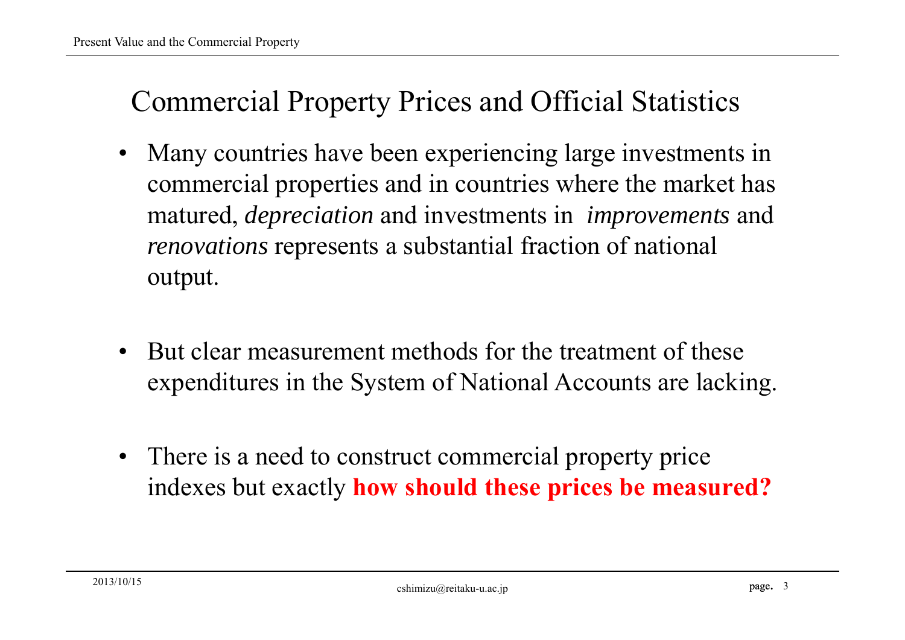# Commercial Property Prices and Official Statistics

- Many countries have been experiencing large investments in commercial properties and in countries where the market has matured, *depreciation* and investments in *improvements* and *renovations* represents a substantial fraction of national output.

- But clear measurement methods for the treatment of these expenditures in the System of National Accounts are lacking.

- There is a need to construct commercial property price indexes but exactly **how should these prices be measured?**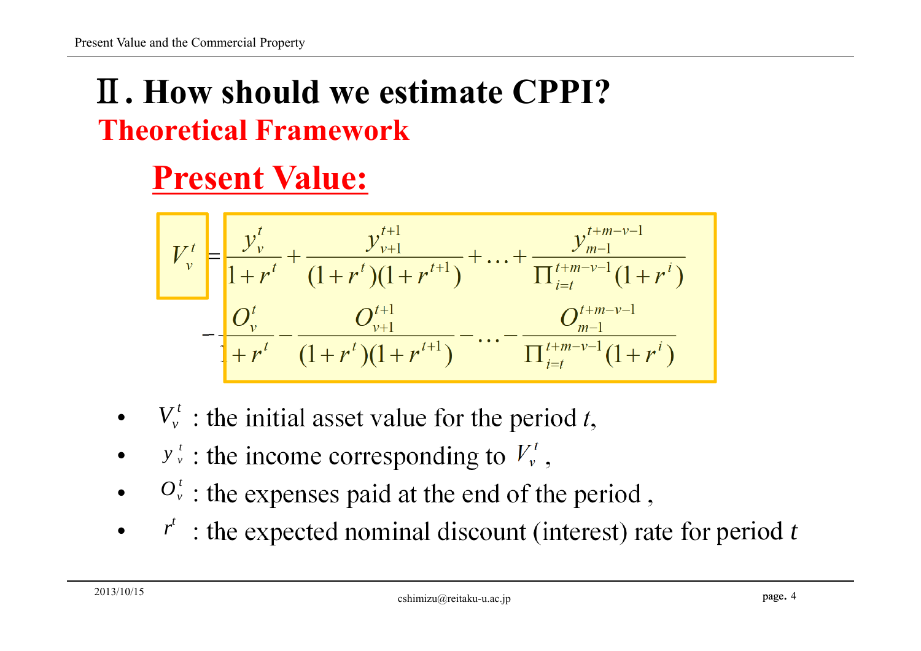# Ⅱ. How should we estimate CPPI?

## Theoretical Framework

### Present Value:

$$V_v^t = \frac{y_v^t}{1+r^t} + \frac{y_{v+1}^{t+1}}{(1+r^t)(1+r^{t+1})} + \ldots + \frac{y_{m-1}^{t+m-v-1}}{\Pi_{i=t}^{t+m-v-1}(1+r^i)}$$
$$- \frac{O_v^t}{1+r^t} - \frac{O_{v+1}^{t+1}}{(1+r^t)(1+r^{t+1})} - \ldots - \frac{O_{m-1}^{t+m-v-1}}{\Pi_{i=t}^{t+m-v-1}(1+r^i)}$$

- $V_v^t$ : the initial asset value for the period $t$,
- $y_v^t$ : the income corresponding to $V_v^t$,
- $O_v^t$ : the expenses paid at the end of the period ,
- $r^t$ : the expected nominal discount (interest) rate for period $t$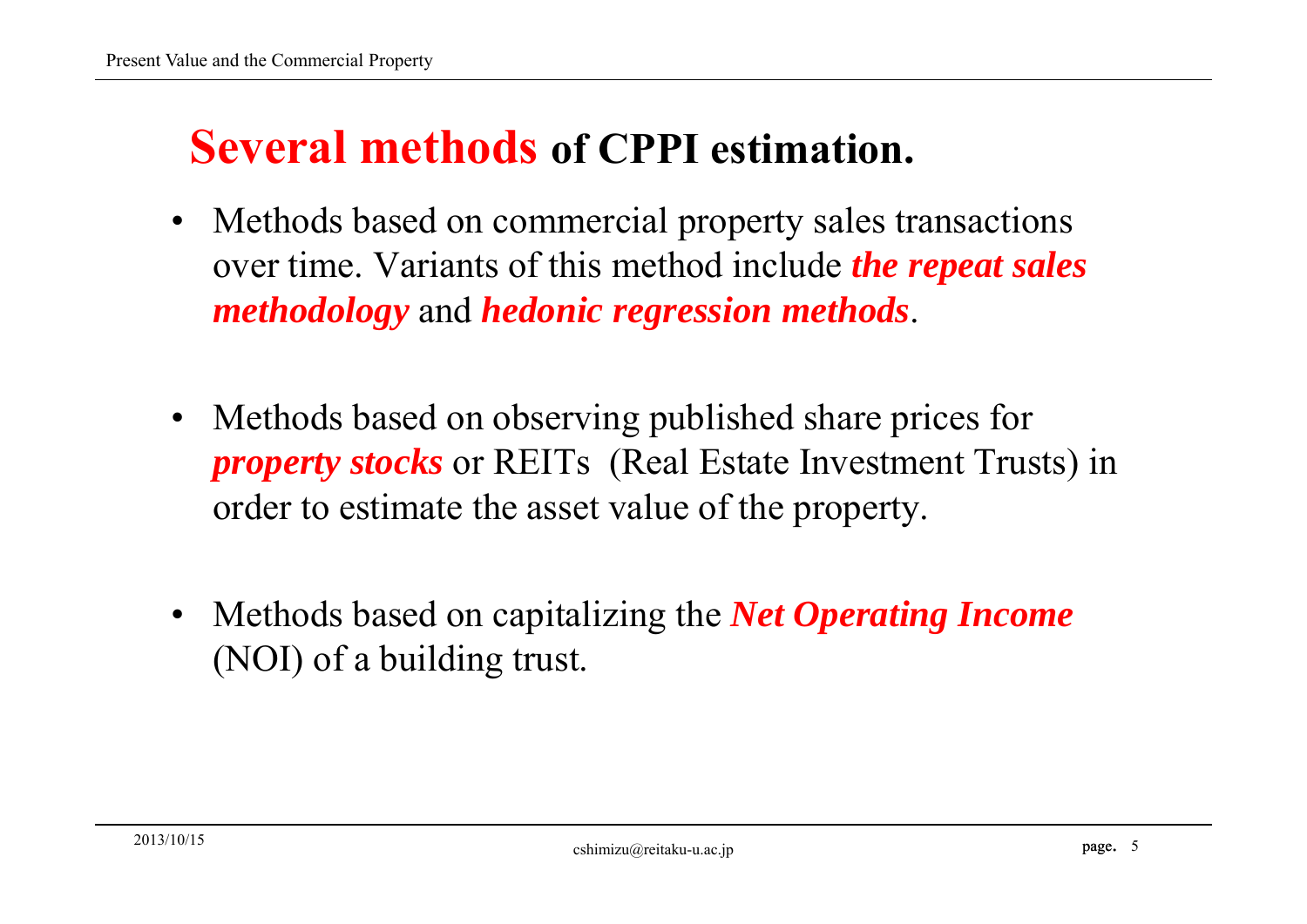## **Several methods of CPPI estimation.**

- Methods based on commercial property sales transactions over time. Variants of this method include ***the repeat sales methodology*** and ***hedonic regression methods***.

- Methods based on observing published share prices for ***property stocks*** or REITs (Real Estate Investment Trusts) in order to estimate the asset value of the property.

- Methods based on capitalizing the ***Net Operating Income*** (NOI) of a building trust.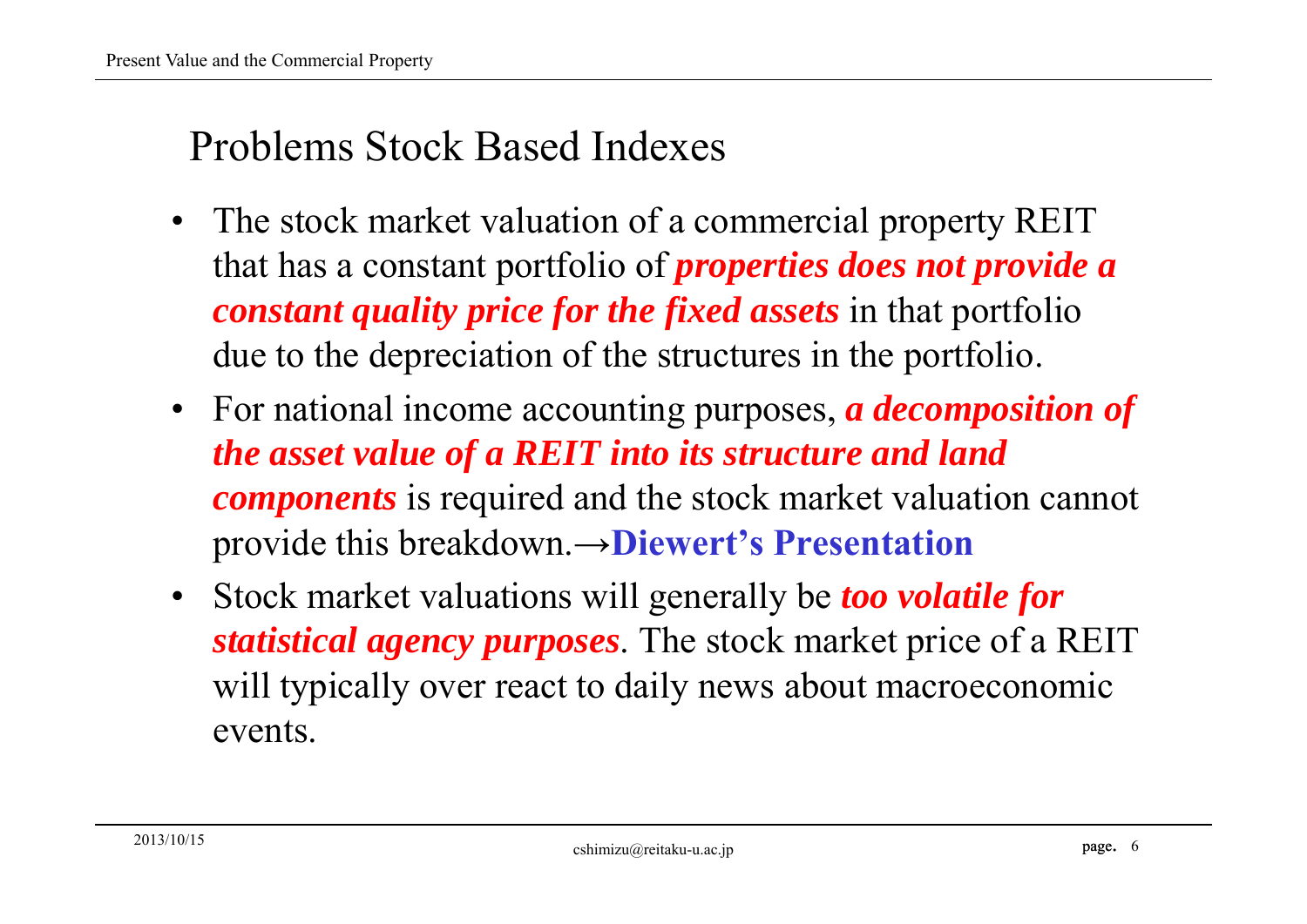## Problems Stock Based Indexes

- The stock market valuation of a commercial property REIT that has a constant portfolio of ***properties does not provide a constant quality price for the fixed assets*** in that portfolio due to the depreciation of the structures in the portfolio.
- For national income accounting purposes, ***a decomposition of the asset value of a REIT into its structure and land components*** is required and the stock market valuation cannot provide this breakdown.→**Diewert's Presentation**
- Stock market valuations will generally be ***too volatile for statistical agency purposes***. The stock market price of a REIT will typically over react to daily news about macroeconomic events.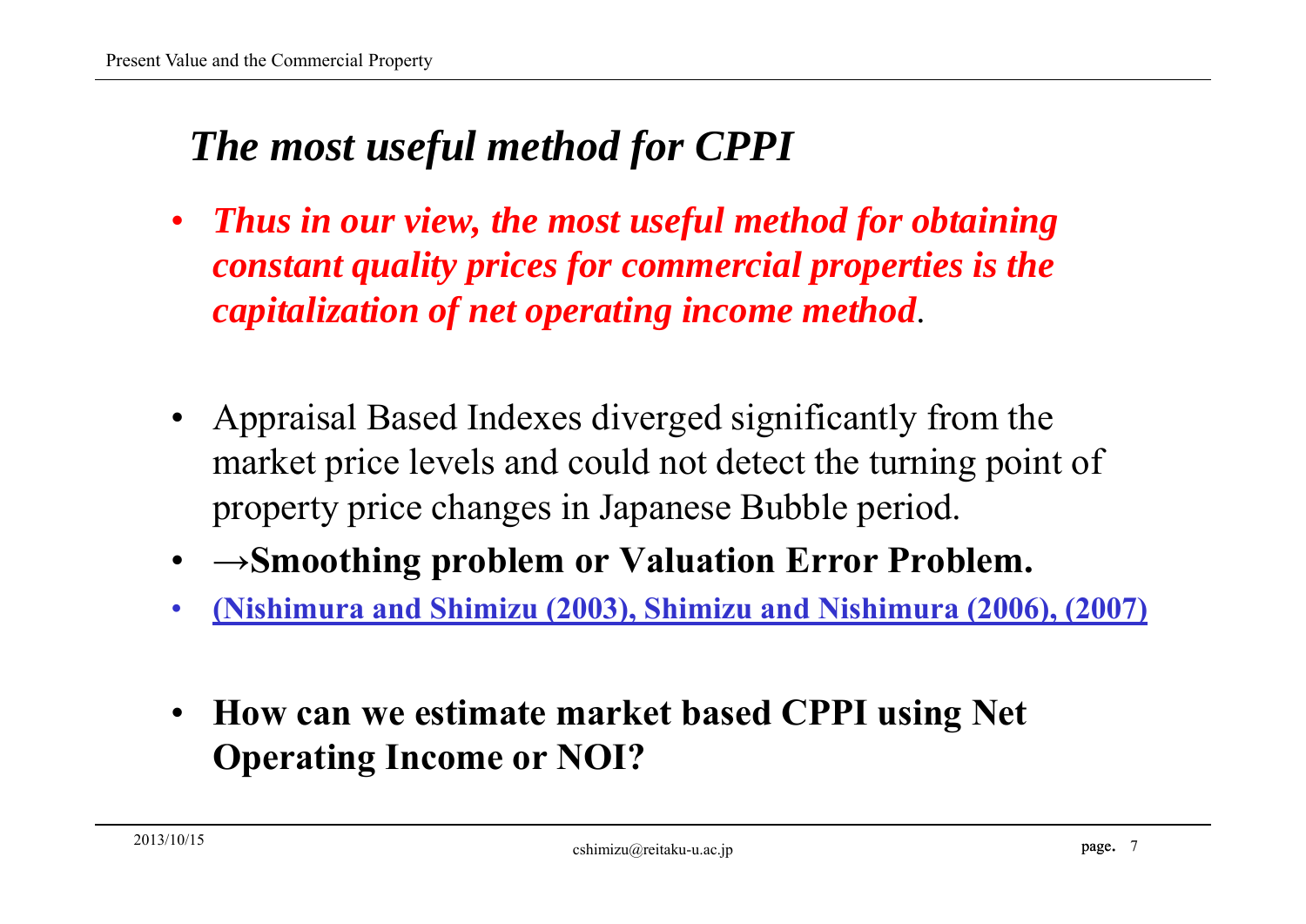## *The most useful method for CPPI*

- ***Thus in our view, the most useful method for obtaining constant quality prices for commercial properties is the capitalization of net operating income method*.**

- Appraisal Based Indexes diverged significantly from the market price levels and could not detect the turning point of property price changes in Japanese Bubble period.
- **→Smoothing problem or Valuation Error Problem.**
- **(Nishimura and Shimizu (2003), Shimizu and Nishimura (2006), (2007)**

- **How can we estimate market based CPPI using Net Operating Income or NOI?**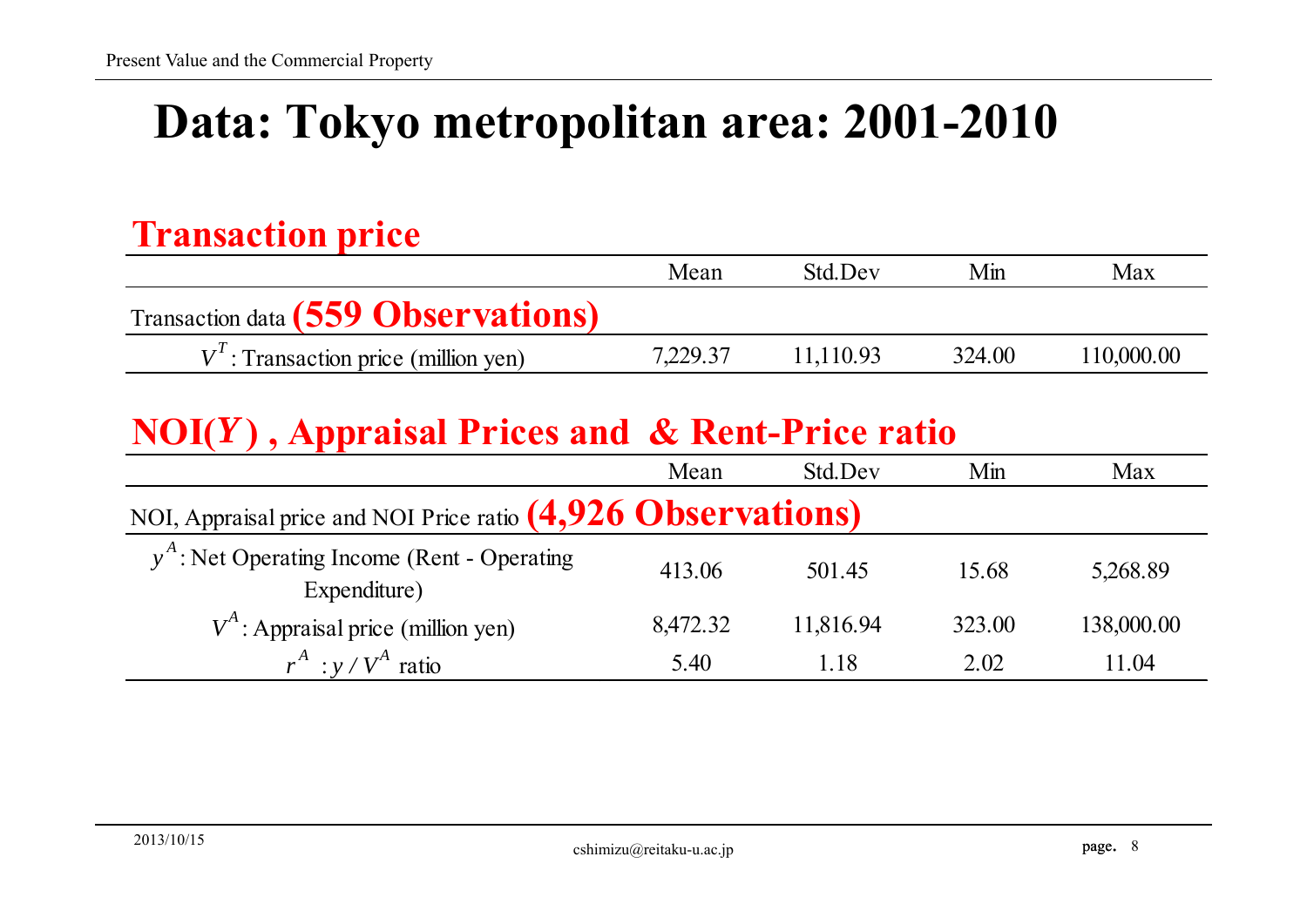# Data: Tokyo metropolitan area: 2001-2010

## Transaction price

| | Mean | Std.Dev | Min | Max |
|---|---|---|---|---|
| Transaction data **(559 Observations)** | | | | |
| $V^T$: Transaction price (million yen) | 7,229.37 | 11,110.93 | 324.00 | 110,000.00 |

## NOI($Y$) , Appraisal Prices and & Rent-Price ratio

| | Mean | Std.Dev | Min | Max |
|---|---|---|---|---|
| NOI, Appraisal price and NOI Price ratio **(4,926 Observations)** | | | | |
| $y^A$: Net Operating Income (Rent - Operating Expenditure) | 413.06 | 501.45 | 15.68 | 5,268.89 |
| $V^A$: Appraisal price (million yen) | 8,472.32 | 11,816.94 | 323.00 | 138,000.00 |
| $r^A$ : $y / V^A$ ratio | 5.40 | 1.18 | 2.02 | 11.04 |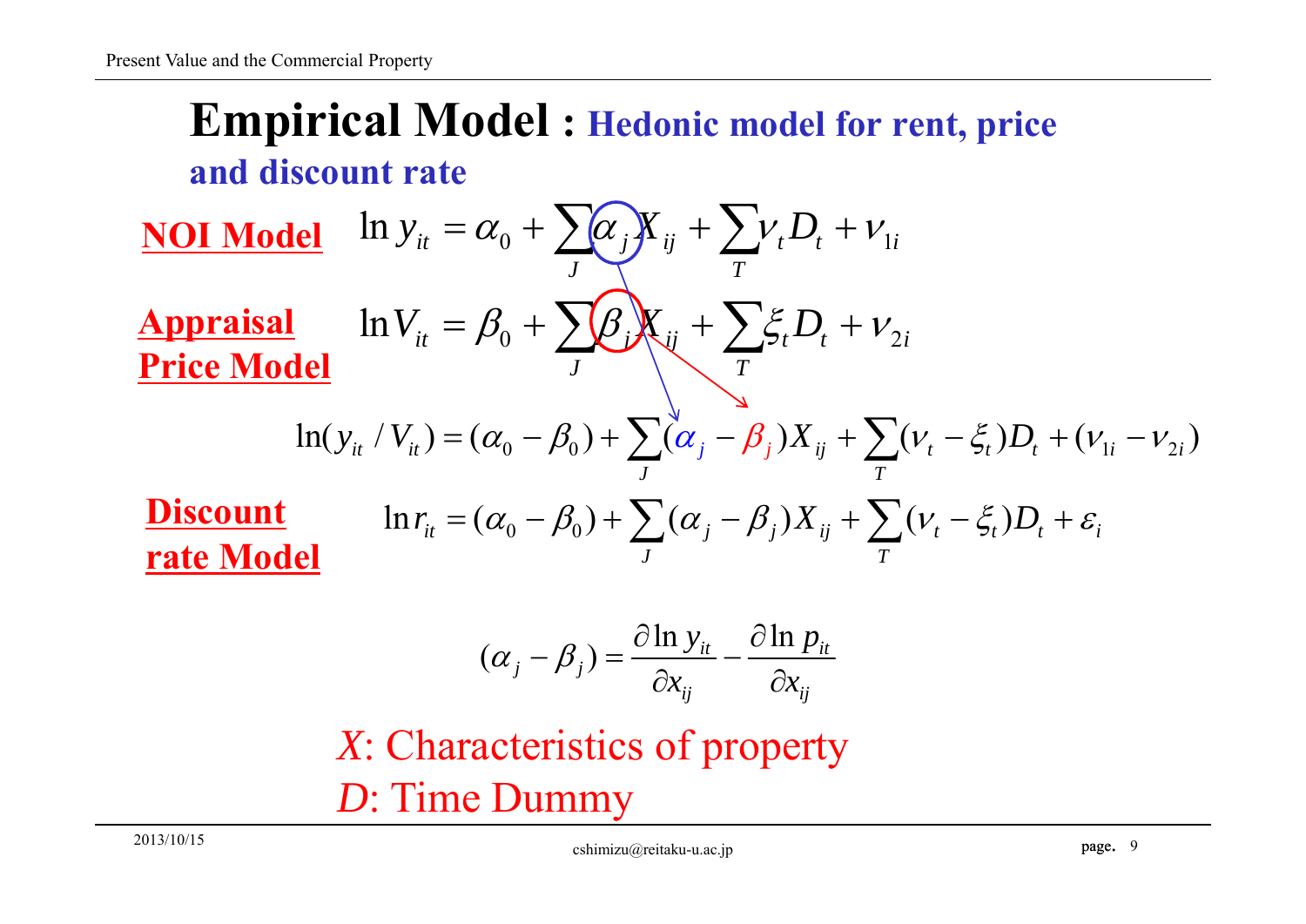# Empirical Model : Hedonic model for rent, price and discount rate

**NOI Model**

$$\ln y_{it} = \alpha_0 + \sum_J \alpha_j X_{ij} + \sum_T \nu_t D_t + \nu_{1i}$$

**Appraisal Price Model**

$$\ln V_{it} = \beta_0 + \sum_J \beta_j X_{ij} + \sum_T \xi_t D_t + \nu_{2i}$$

$$\ln(y_{it} / V_{it}) = (\alpha_0 - \beta_0) + \sum_J (\alpha_j - \beta_j) X_{ij} + \sum_T (\nu_t - \xi_t) D_t + (\nu_{1i} - \nu_{2i})$$

**Discount rate Model**

$$\ln r_{it} = (\alpha_0 - \beta_0) + \sum_J (\alpha_j - \beta_j) X_{ij} + \sum_T (\nu_t - \xi_t) D_t + \varepsilon_i$$

$$(\alpha_j - \beta_j) = \frac{\partial \ln y_{it}}{\partial x_{ij}} - \frac{\partial \ln p_{it}}{\partial x_{ij}}$$

$X$: Characteristics of property

$D$: Time Dummy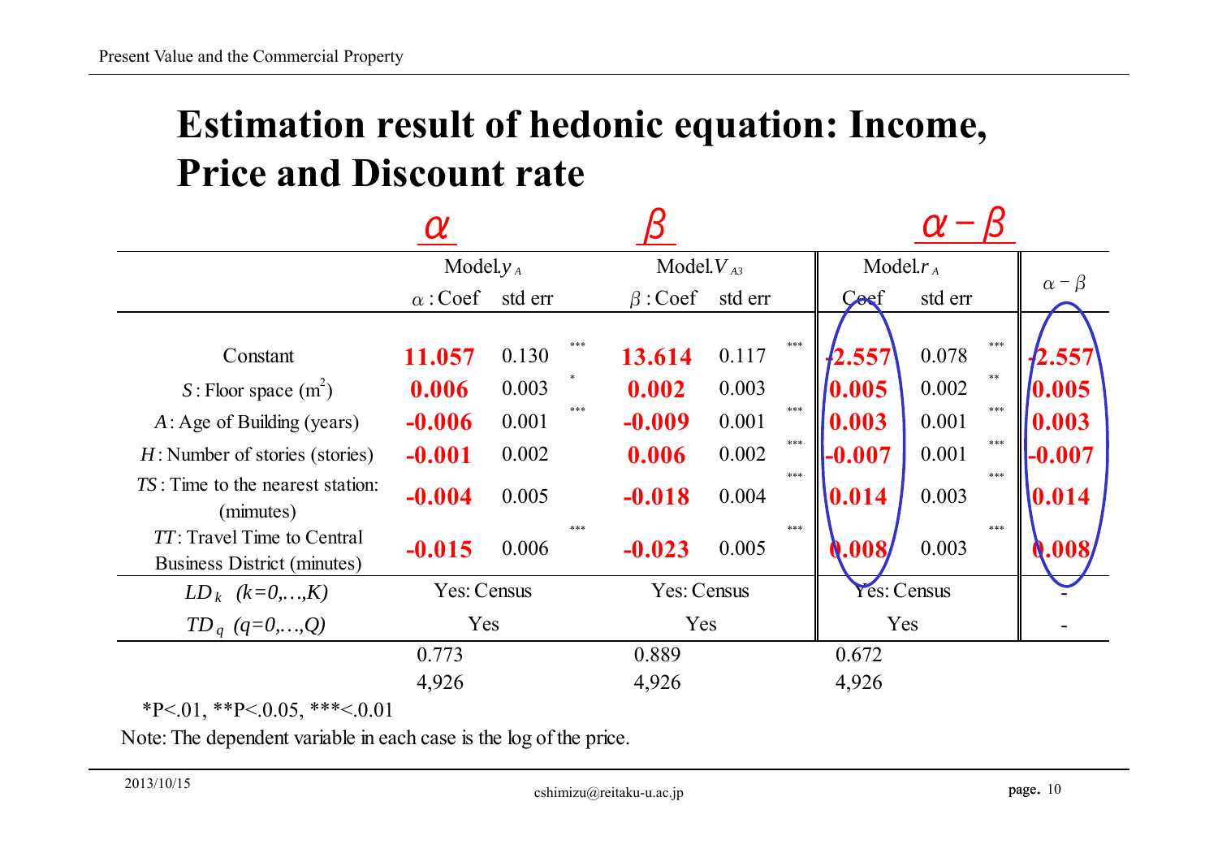# Estimation result of hedonic equation: Income, Price and Discount rate

| | $\alpha$ | | | $\beta$ | | | $\alpha-\beta$ | | | |
|---|---|---|---|---|---|---|---|---|---|---|
| | Model. $y_A$ | | | Model. $V_{A3}$ | | | Model. $r_A$ | | | $\alpha-\beta$ |
| | $\alpha$ : Coef | std err | | $\beta$ : Coef | std err | | Coef | std err | | |
| Constant | **11.057** | 0.130 | *** | **13.614** | 0.117 | *** | **-2.557** | 0.078 | *** | **-2.557** |
| $S$ : Floor space ($m^2$) | **0.006** | 0.003 | * | **0.002** | 0.003 | | **0.005** | 0.002 | ** | **0.005** |
| $A$ : Age of Building (years) | **-0.006** | 0.001 | *** | **-0.009** | 0.001 | *** | **0.003** | 0.001 | *** | **0.003** |
| $H$ : Number of stories (stories) | **-0.001** | 0.002 | | **0.006** | 0.002 | *** | **-0.007** | 0.001 | *** | **-0.007** |
| $TS$ : Time to the nearest station: (mimutes) | **-0.004** | 0.005 | | **-0.018** | 0.004 | *** | **0.014** | 0.003 | *** | **0.014** |
| $TT$ : Travel Time to Central Business District (minutes) | **-0.015** | 0.006 | *** | **-0.023** | 0.005 | *** | **0.008** | 0.003 | *** | **0.008** |
| $LD_k$ $(k=0,\ldots,K)$ | Yes: Census | | | Yes: Census | | | Yes: Census | | | - |
| $TD_q$ $(q=0,\ldots,Q)$ | Yes | | | Yes | | | Yes | | | - |
| | 0.773 | | | 0.889 | | | 0.672 | | | |
| | 4,926 | | | 4,926 | | | 4,926 | | | |

*P<.01, **P<.0.05, ***<.0.01

Note: The dependent variable in each case is the log of the price.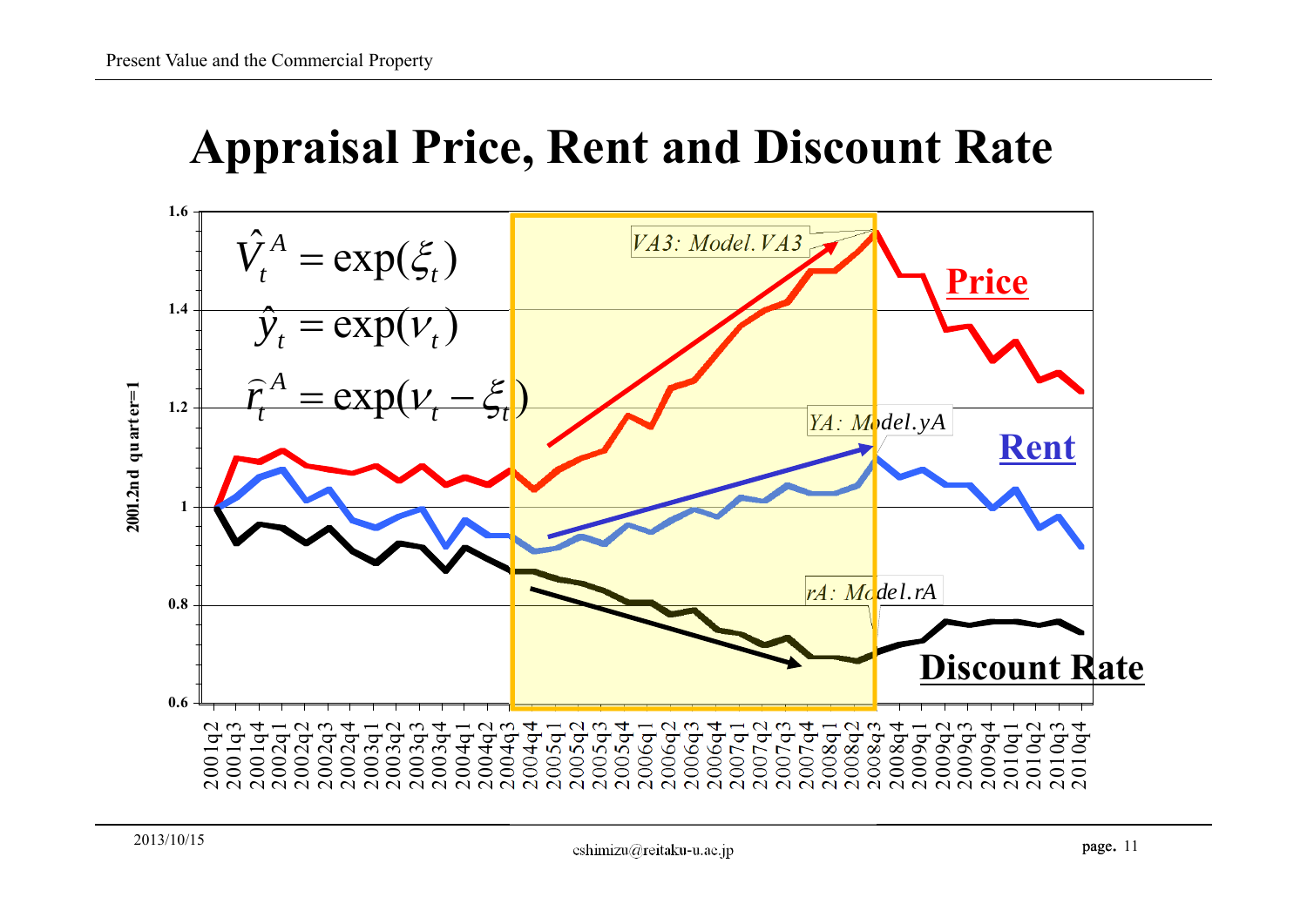# Appraisal Price, Rent and Discount Rate

$$\hat{V}_t^A = \exp(\xi_t)$$

$$\hat{y}_t = \exp(\nu_t)$$

$$\hat{r}_t^A = \exp(\nu_t - \xi_t)$$

VA3: Model.VA3

YA: Model.yA

rA: Model.rA

**Price**

**Rent**

**Discount Rate**

2001.2nd quarter=1

1.6, 1.4, 1.2, 1, 0.8, 0.6

2001q2, 2001q3, 2001q4, 2002q1, 2002q2, 2002q3, 2002q4, 2003q1, 2003q2, 2003q3, 2003q4, 2004q1, 2004q2, 2004q3, 2004q4, 2005q1, 2005q2, 2005q3, 2005q4, 2006q1, 2006q2, 2006q3, 2006q4, 2007q1, 2007q2, 2007q3, 2007q4, 2008q1, 2008q2, 2008q3, 2008q4, 2009q1, 2009q2, 2009q3, 2009q4, 2010q1, 2010q2, 2010q3, 2010q4

2013/10/15

cshimizu@reitaku-u.ac.jp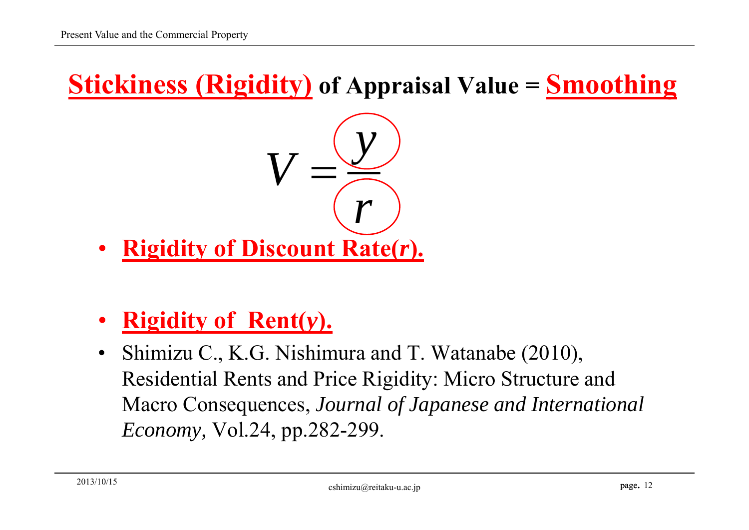# Stickiness (Rigidity) of Appraisal Value = Smoothing

$$V = \frac{y}{r}$$

- **Rigidity of Discount Rate(*r*).**

- **Rigidity of Rent(*y*).**
- Shimizu C., K.G. Nishimura and T. Watanabe (2010), Residential Rents and Price Rigidity: Micro Structure and Macro Consequences, *Journal of Japanese and International Economy,* Vol.24, pp.282-299.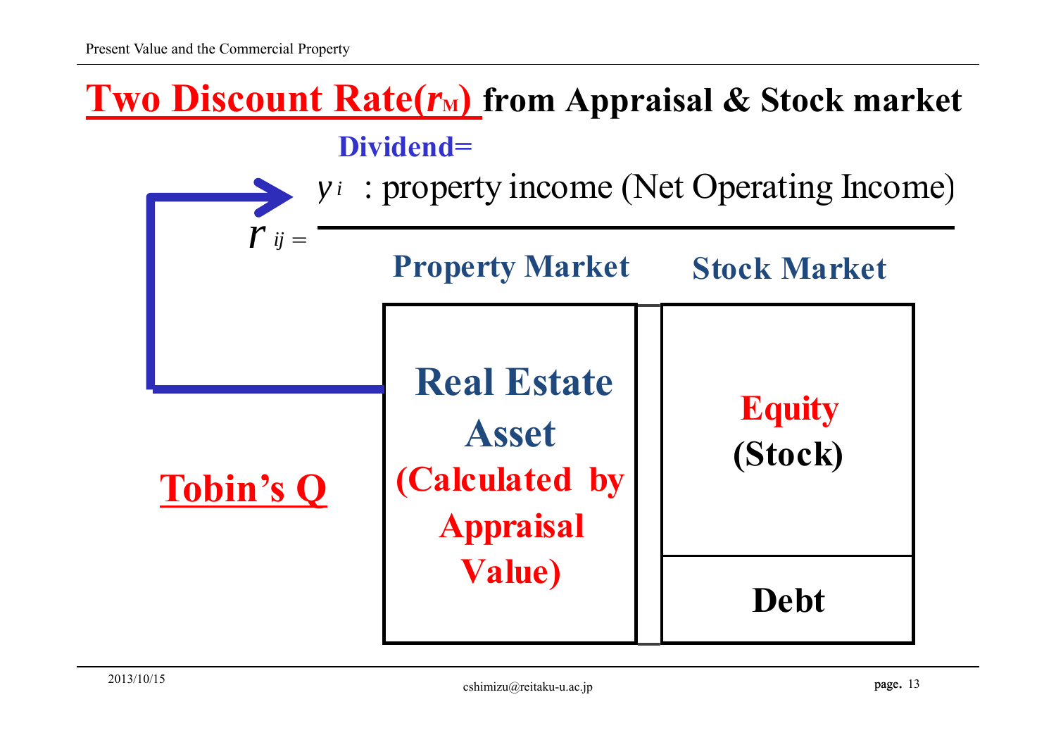# Two Discount Rate($r_M$) from Appraisal & Stock market

**Dividend=**

$$r_{ij} = \frac{y_i \text{ : property income (Net Operating Income)}}{\text{Property Market} \quad \text{Stock Market}}$$

**Tobin's Q**

| Property Market | Stock Market |
|---|---|
| **Real Estate Asset (Calculated by Appraisal Value)** | **Equity (Stock)** |
| | **Debt** |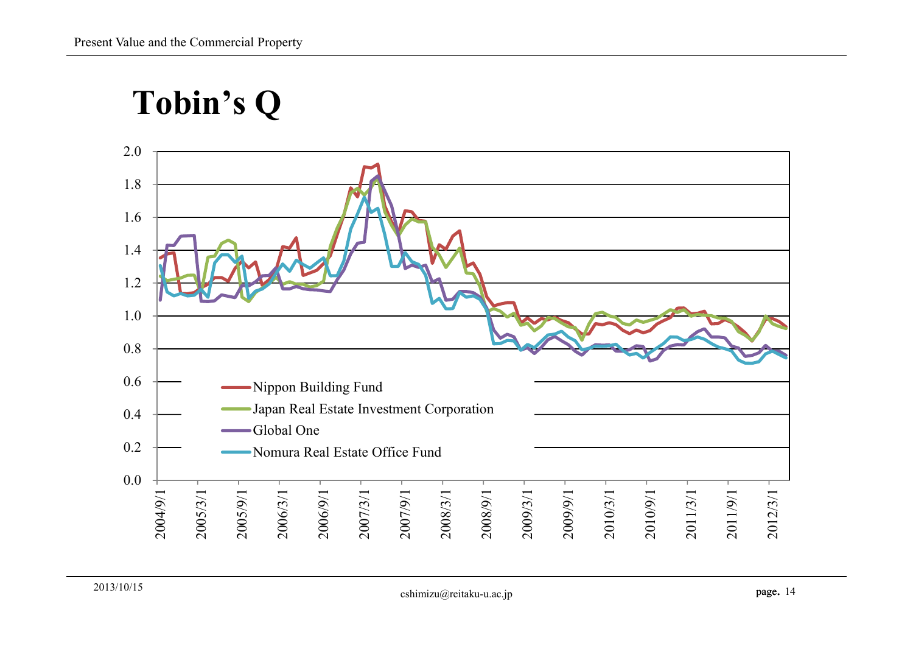# Tobin's Q

2.0
1.8
1.6
1.4
1.2
1.0
0.8
0.6
0.4
0.2
0.0

- Nippon Building Fund
- Japan Real Estate Investment Corporation
- Global One
- Nomura Real Estate Office Fund

2004/9/1 2005/3/1 2005/9/1 2006/3/1 2006/9/1 2007/3/1 2007/9/1 2008/3/1 2008/9/1 2009/3/1 2009/9/1 2010/3/1 2010/9/1 2011/3/1 2011/9/1 2012/3/1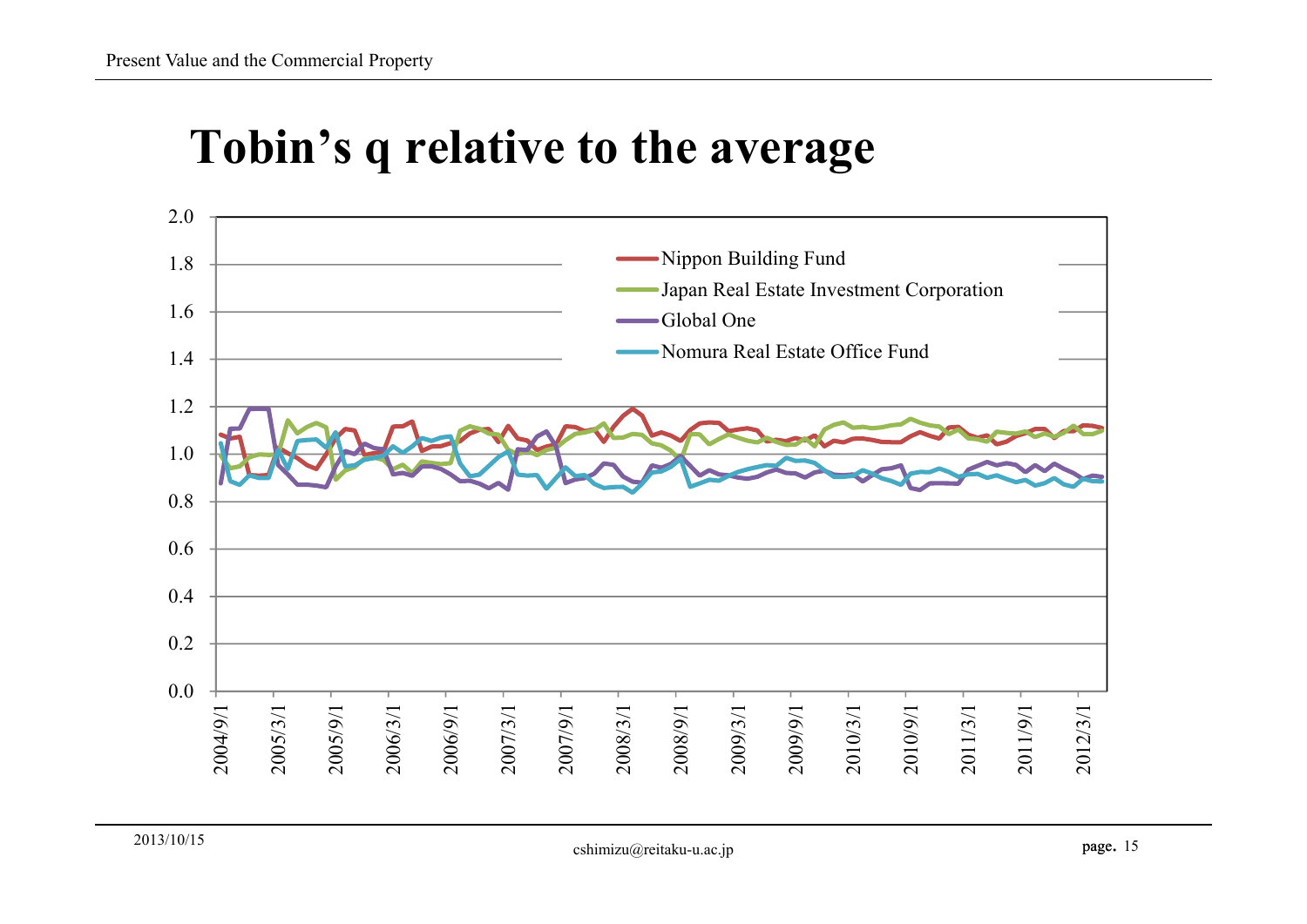# Tobin's q relative to the average

- Nippon Building Fund
- Japan Real Estate Investment Corporation
- Global One
- Nomura Real Estate Office Fund

2.0
1.8
1.6
1.4
1.2
1.0
0.8
0.6
0.4
0.2
0.0

2004/9/1 2005/3/1 2005/9/1 2006/3/1 2006/9/1 2007/3/1 2007/9/1 2008/3/1 2008/9/1 2009/3/1 2009/9/1 2010/3/1 2010/9/1 2011/3/1 2011/9/1 2012/3/1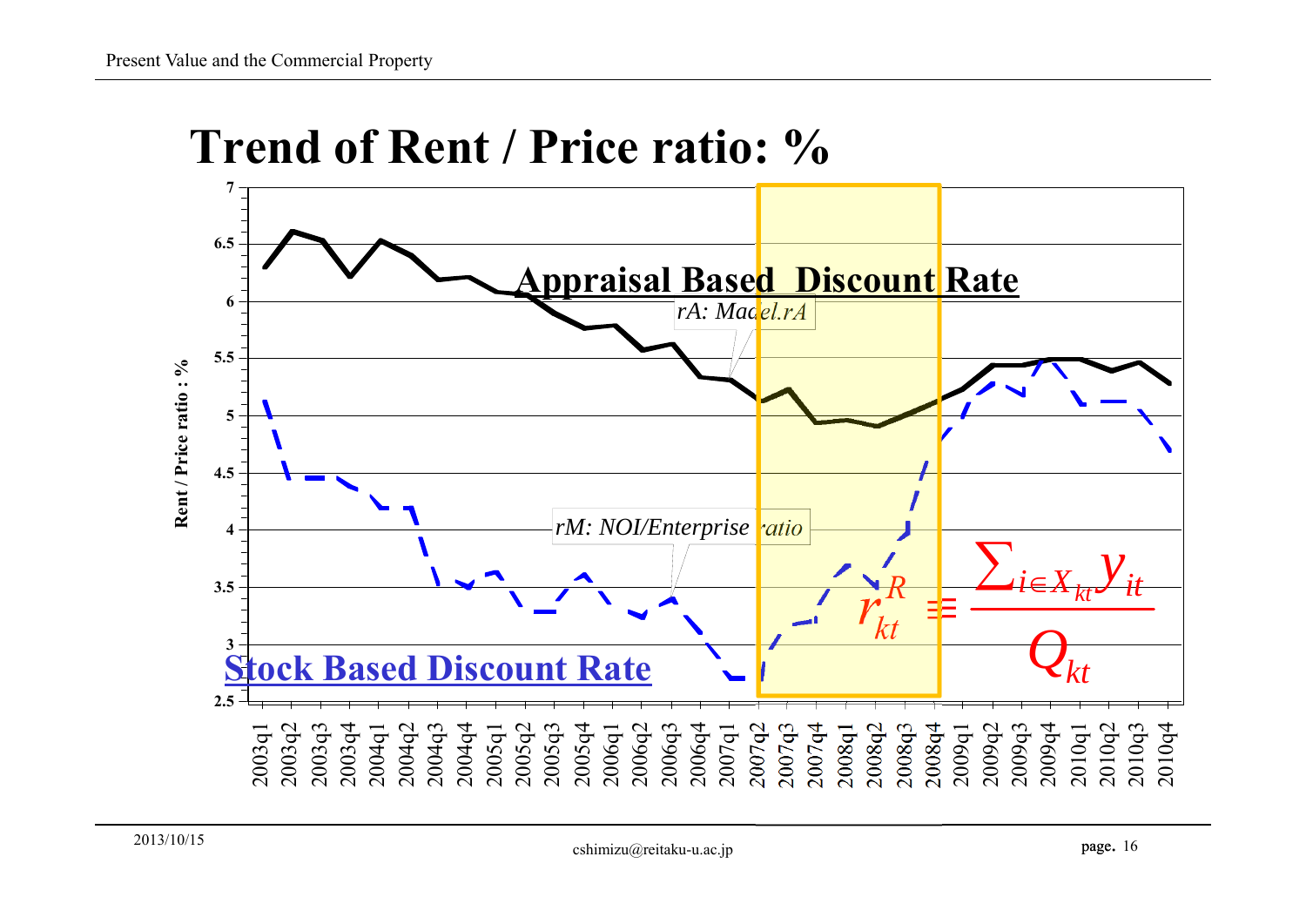# Trend of Rent / Price ratio: %

Appraisal Based Discount Rate

rA: Macel.rA

rM: NOI/Enterprise ratio

Stock Based Discount Rate

$$r_{kt}^{R} \equiv \frac{\sum_{i \in X_{kt}} y_{it}}{Q_{kt}}$$

Rent / Price ratio : %

2003q1 2003q2 2003q3 2003q4 2004q1 2004q2 2004q3 2004q4 2005q1 2005q2 2005q3 2005q4 2006q1 2006q2 2006q3 2006q4 2007q1 2007q2 2007q3 2007q4 2008q1 2008q2 2008q3 2008q4 2009q1 2009q2 2009q3 2009q4 2010q1 2010q2 2010q3 2010q4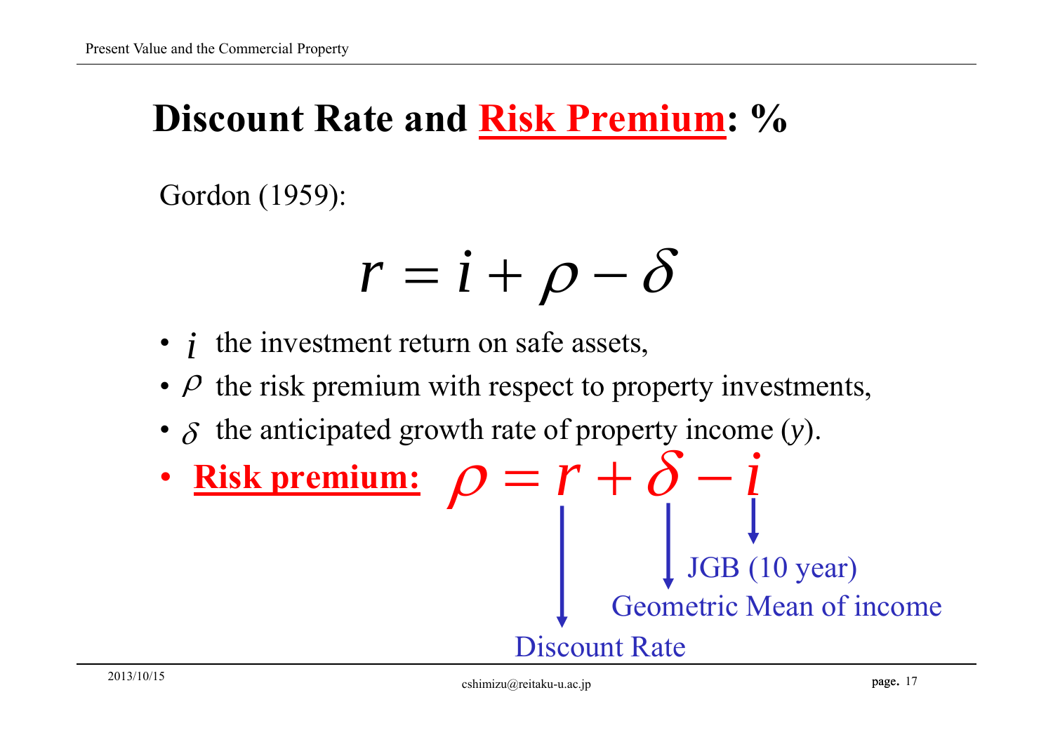# Discount Rate and **Risk Premium**: %

Gordon (1959):

$$r = i + \rho - \delta$$

- $i$ the investment return on safe assets,
- $\rho$ the risk premium with respect to property investments,
- $\delta$ the anticipated growth rate of property income ($y$).
- **Risk premium:** $\rho = r + \delta - i$

$r$: Discount Rate

$\delta$: Geometric Mean of income

$i$: JGB (10 year)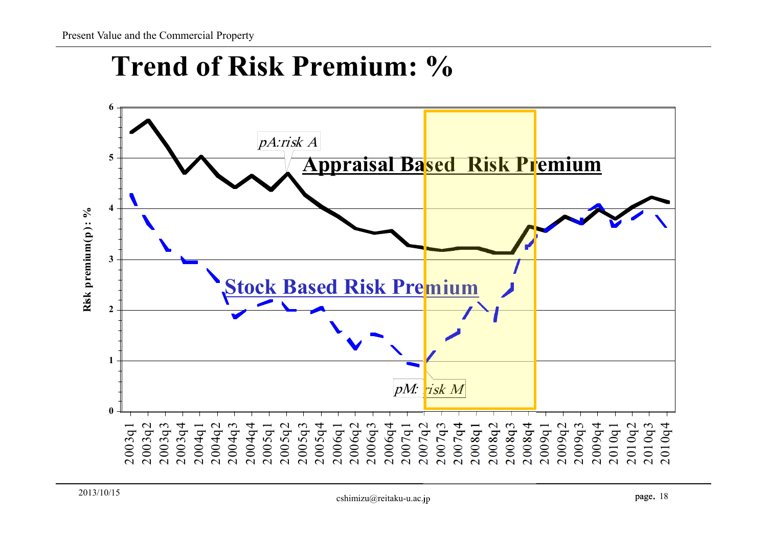# Trend of Risk Premium: %

Risk premium(p): %

pA:risk A

**Appraisal Based Risk Premium**

**Stock Based Risk Premium**

pM: risk M

2003q1, 2003q2, 2003q3, 2003q4, 2004q1, 2004q2, 2004q3, 2004q4, 2005q1, 2005q2, 2005q3, 2005q4, 2006q1, 2006q2, 2006q3, 2006q4, 2007q1, 2007q2, 2007q3, 2007q4, 2008q1, 2008q2, 2008q3, 2008q4, 2009q1, 2009q2, 2009q3, 2009q4, 2010q1, 2010q2, 2010q3, 2010q4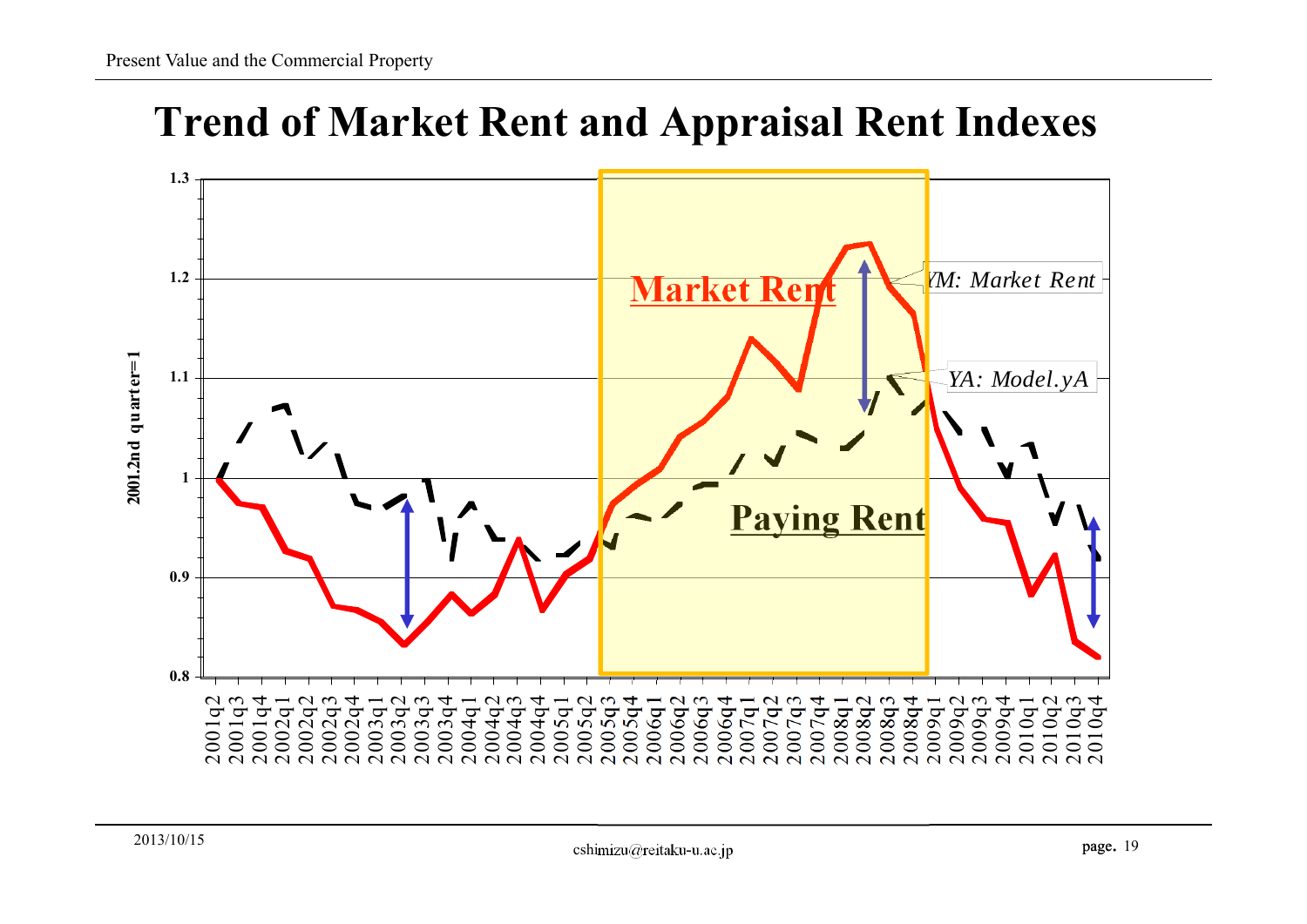# Trend of Market Rent and Appraisal Rent Indexes

Market Rent

Paying Rent

YM: Market Rent

YA: Model.yA

2001.2nd quarter=1

1.3
1.2
1.1
1
0.9
0.8

2001q2 2001q3 2001q4 2002q1 2002q2 2002q3 2002q4 2003q1 2003q2 2003q3 2003q4 2004q1 2004q2 2004q3 2004q4 2005q1 2005q2 2005q3 2005q4 2006q1 2006q2 2006q3 2006q4 2007q1 2007q2 2007q3 2007q4 2008q1 2008q2 2008q3 2008q4 2009q1 2009q2 2009q3 2009q4 2010q1 2010q2 2010q3 2010q4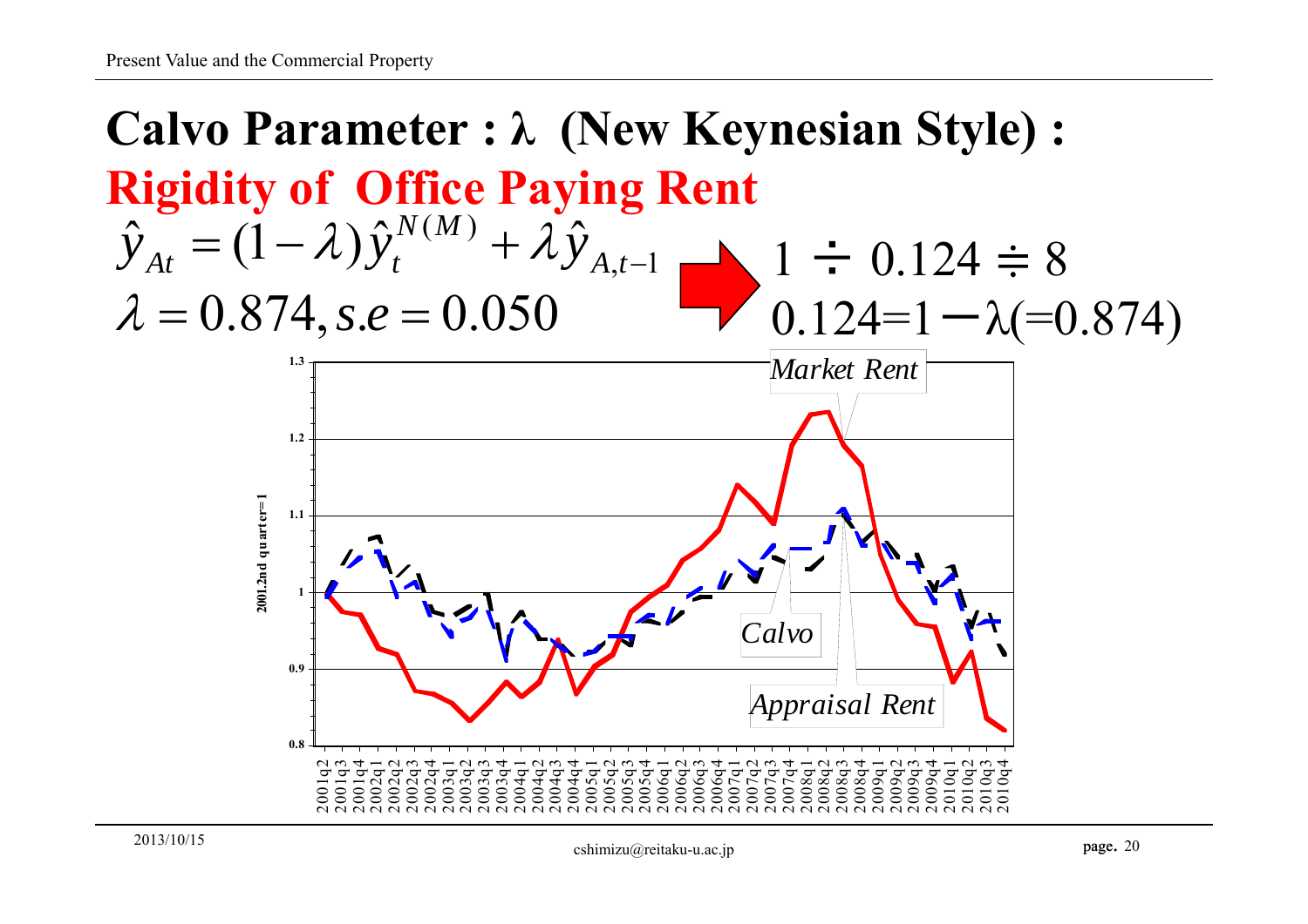# Calvo Parameter : λ (New Keynesian Style) : Rigidity of Office Paying Rent

$$\hat{y}_{At} = (1-\lambda)\hat{y}_t^{N(M)} + \lambda \hat{y}_{A,t-1}$$

$$\lambda = 0.874, s.e = 0.050$$

$1 \div 0.124 \doteqdot 8$

$0.124 = 1 - \lambda (= 0.874)$

Market Rent

Calvo

Appraisal Rent

2001.2nd quarter=1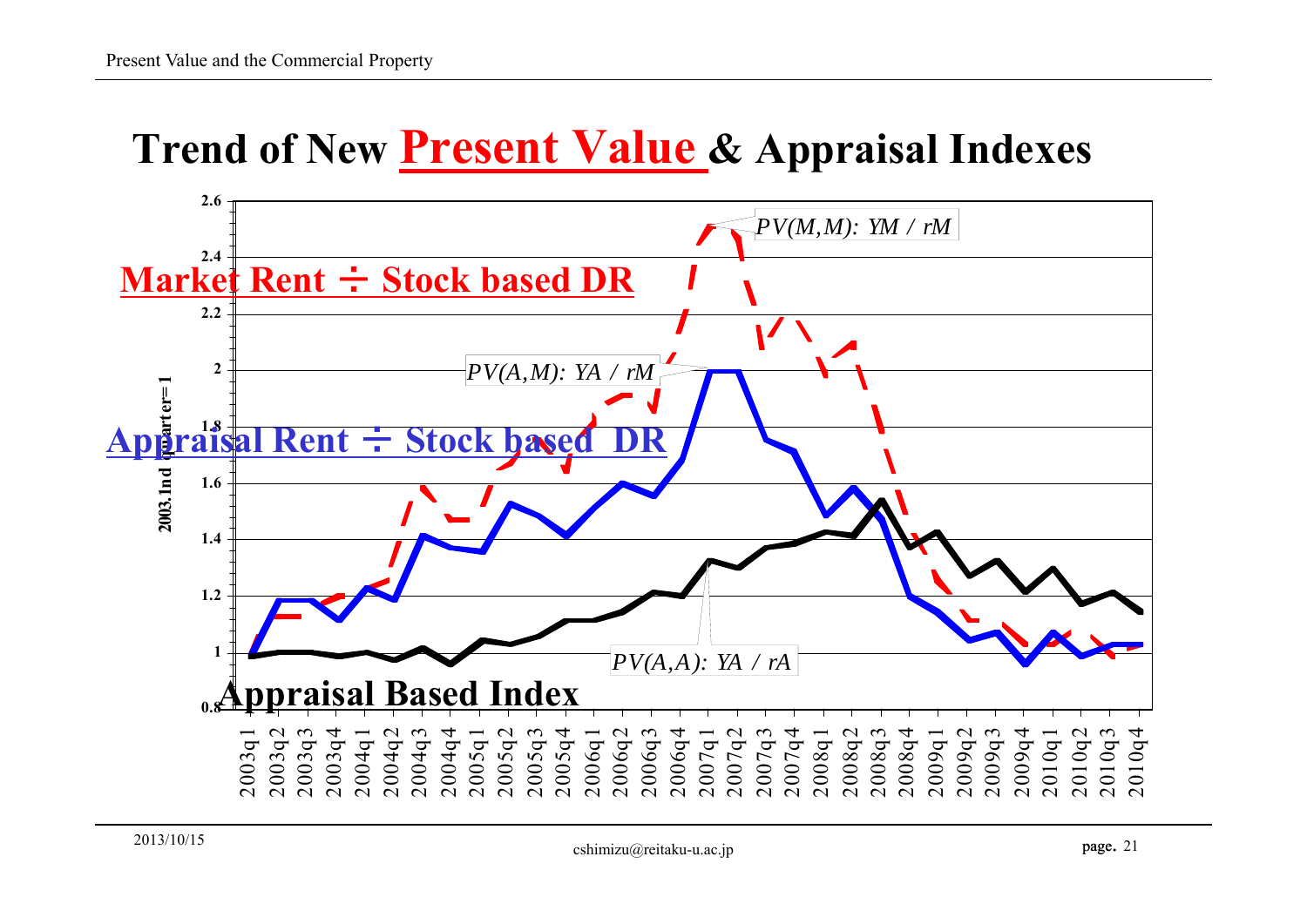# Trend of New Present Value & Appraisal Indexes

Market Rent ÷ Stock based DR

Appraisal Rent ÷ Stock based DR

Appraisal Based Index

$PV(M,M)$: $YM / rM$

$PV(A,M)$: $YA / rM$

$PV(A,A)$: $YA / rA$

2003.1nd quarter=1

2.6, 2.4, 2.2, 2, 1.8, 1.6, 1.4, 1.2, 1, 0.8

2003q1, 2003q2, 2003q3, 2003q4, 2004q1, 2004q2, 2004q3, 2004q4, 2005q1, 2005q2, 2005q3, 2005q4, 2006q1, 2006q2, 2006q3, 2006q4, 2007q1, 2007q2, 2007q3, 2007q4, 2008q1, 2008q2, 2008q3, 2008q4, 2009q1, 2009q2, 2009q3, 2009q4, 2010q1, 2010q2, 2010q3, 2010q4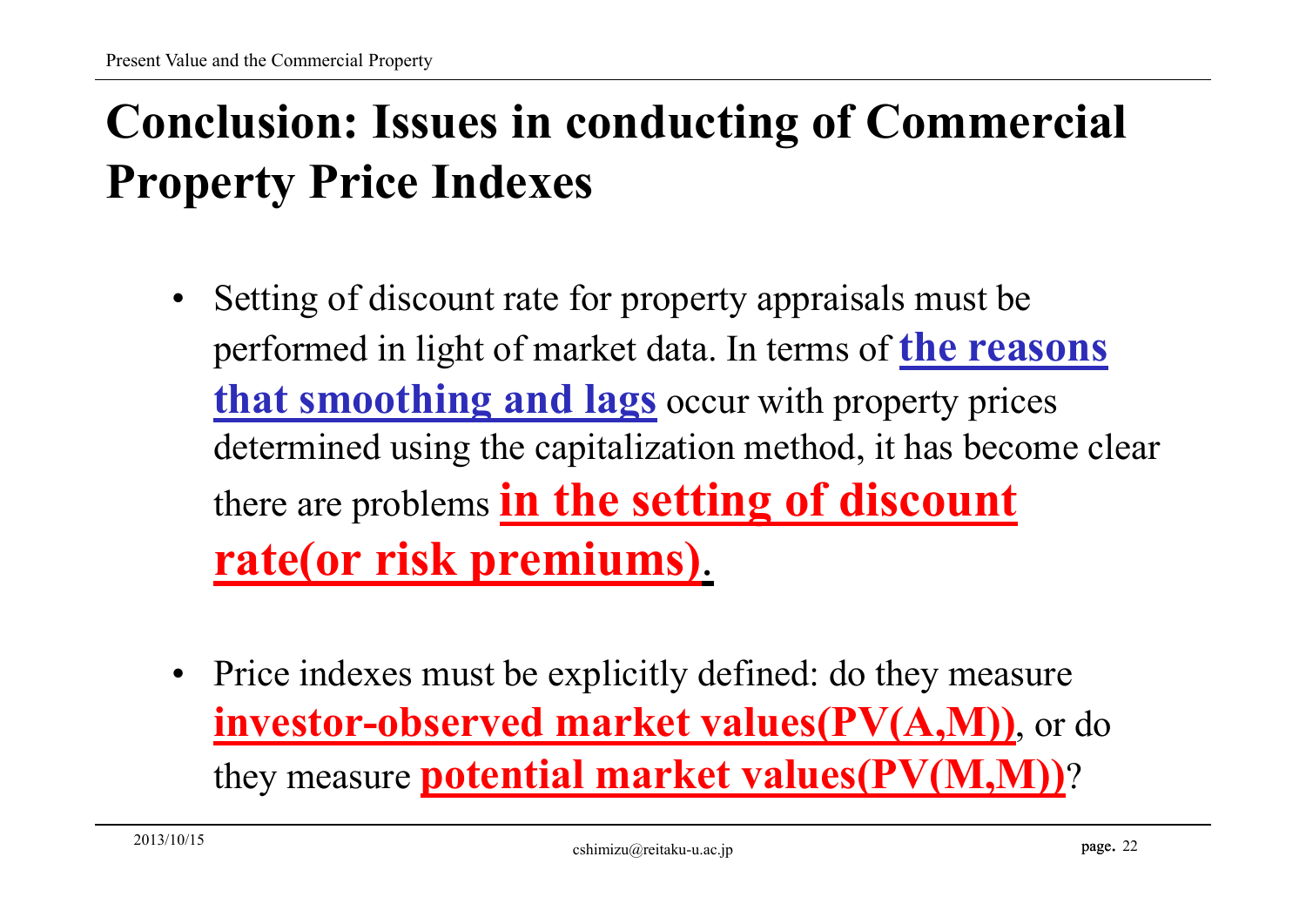# Conclusion: Issues in conducting of Commercial Property Price Indexes

- Setting of discount rate for property appraisals must be performed in light of market data. In terms of **the reasons that smoothing and lags** occur with property prices determined using the capitalization method, it has become clear there are problems **in the setting of discount rate(or risk premiums)**.

- Price indexes must be explicitly defined: do they measure **investor-observed market values(PV(A,M))**, or do they measure **potential market values(PV(M,M))**?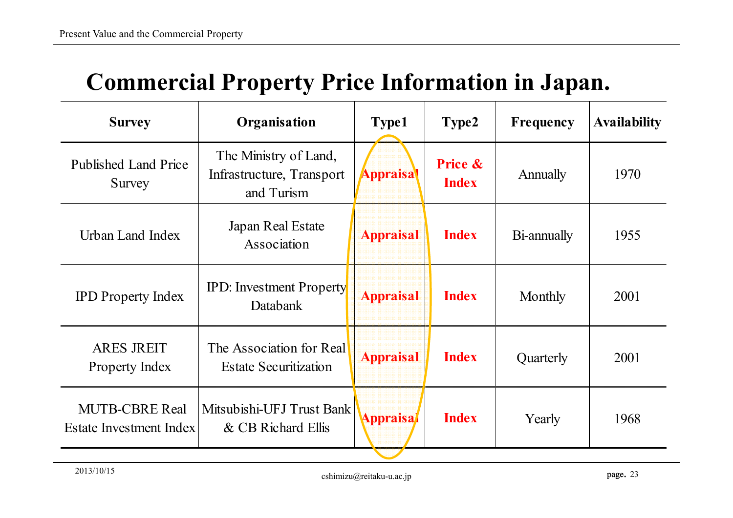# Commercial Property Price Information in Japan.

| Survey | Organisation | Type1 | Type2 | Frequency | Availability |
|---|---|---|---|---|---|
| Published Land Price Survey | The Ministry of Land, Infrastructure, Transport and Turism | Appraisal | Price & Index | Annually | 1970 |
| Urban Land Index | Japan Real Estate Association | Appraisal | Index | Bi-annually | 1955 |
| IPD Property Index | IPD: Investment Property Databank | Appraisal | Index | Monthly | 2001 |
| ARES JREIT Property Index | The Association for Real Estate Securitization | Appraisal | Index | Quarterly | 2001 |
| MUTB-CBRE Real Estate Investment Index | Mitsubishi-UFJ Trust Bank & CB Richard Ellis | Appraisal | Index | Yearly | 1968 |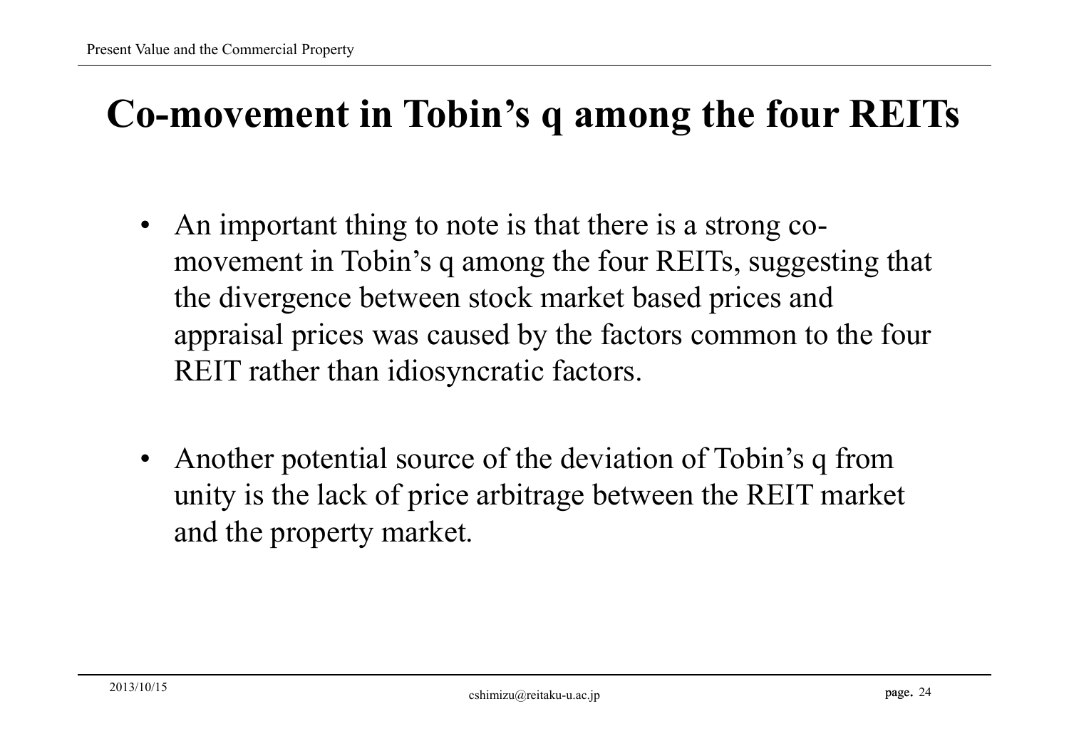# Co-movement in Tobin’s q among the four REITs

- An important thing to note is that there is a strong co-movement in Tobin’s q among the four REITs, suggesting that the divergence between stock market based prices and appraisal prices was caused by the factors common to the four REIT rather than idiosyncratic factors.

- Another potential source of the deviation of Tobin’s q from unity is the lack of price arbitrage between the REIT market and the property market.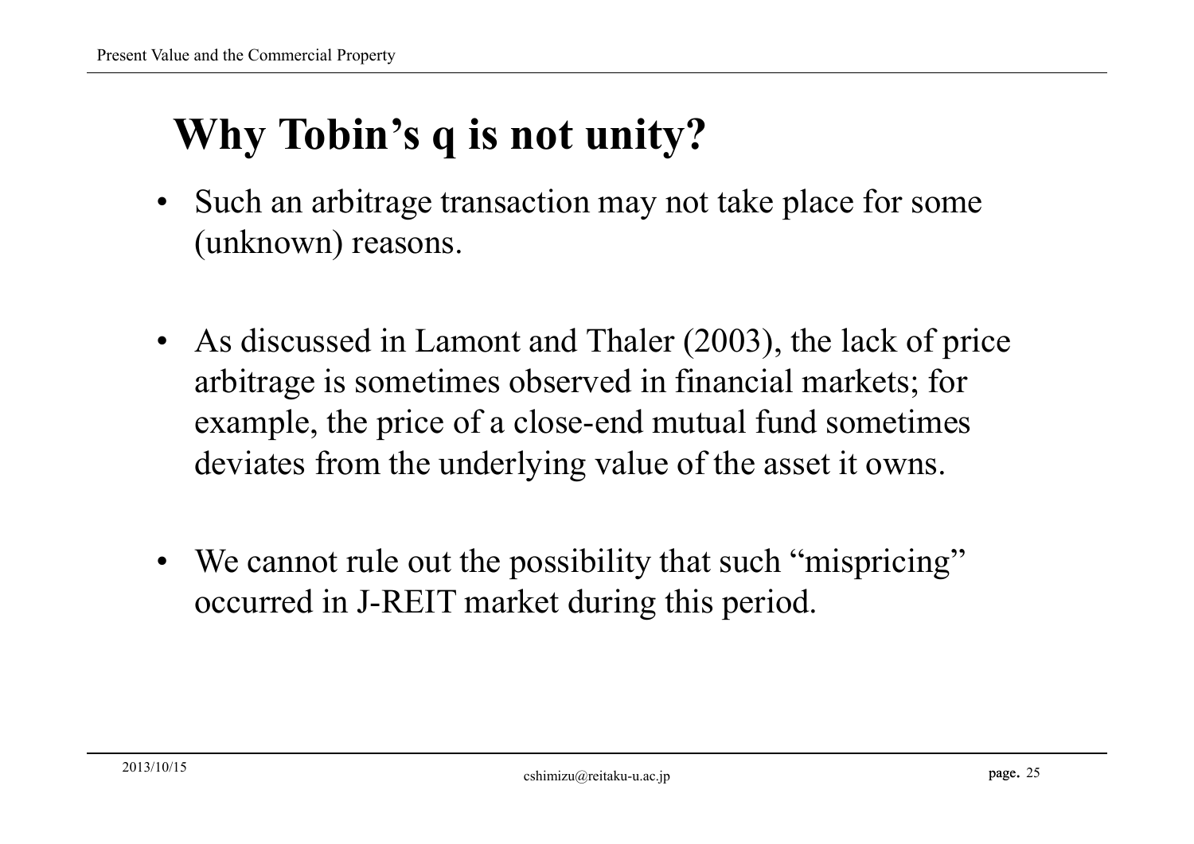# Why Tobin's q is not unity?

- Such an arbitrage transaction may not take place for some (unknown) reasons.

- As discussed in Lamont and Thaler (2003), the lack of price arbitrage is sometimes observed in financial markets; for example, the price of a close-end mutual fund sometimes deviates from the underlying value of the asset it owns.

- We cannot rule out the possibility that such "mispricing" occurred in J-REIT market during this period.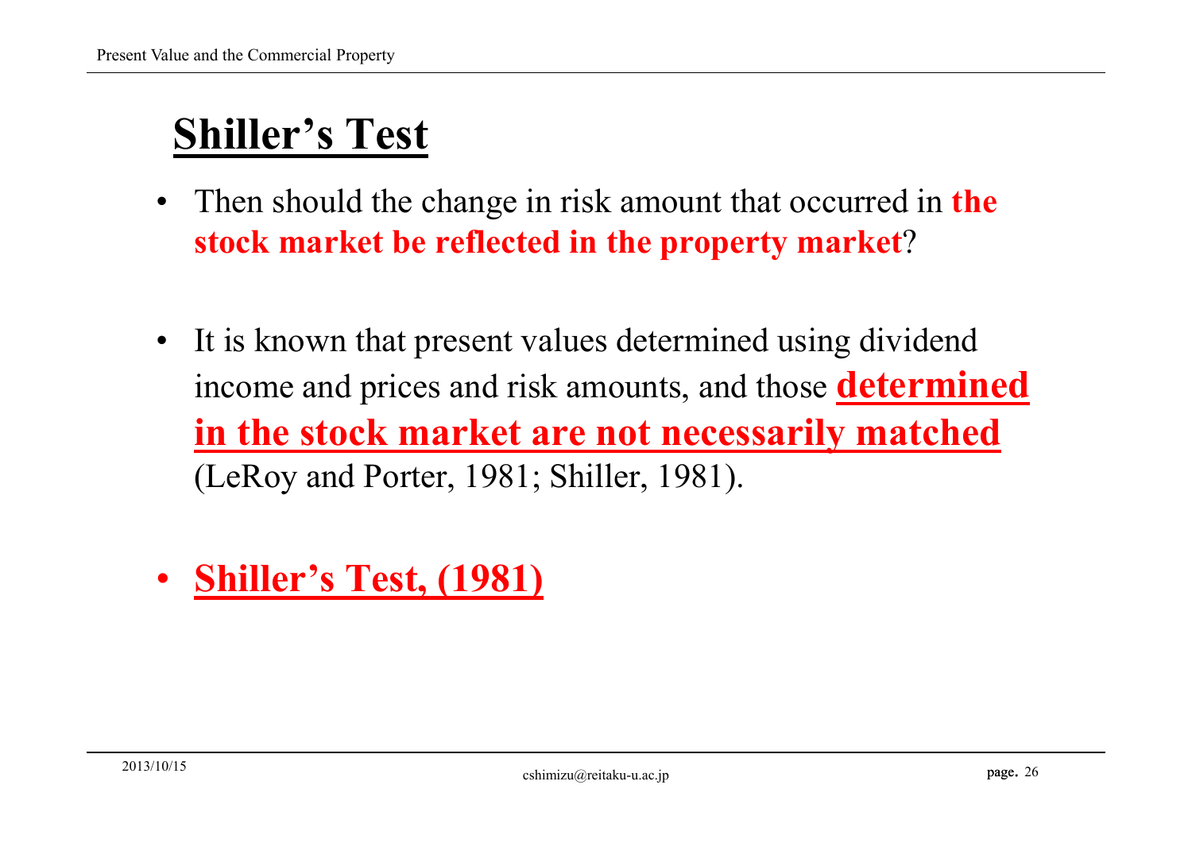# Shiller's Test

- Then should the change in risk amount that occurred in **the stock market be reflected in the property market**?

- It is known that present values determined using dividend income and prices and risk amounts, and those **determined in the stock market are not necessarily matched** (LeRoy and Porter, 1981; Shiller, 1981).

- **Shiller's Test, (1981)**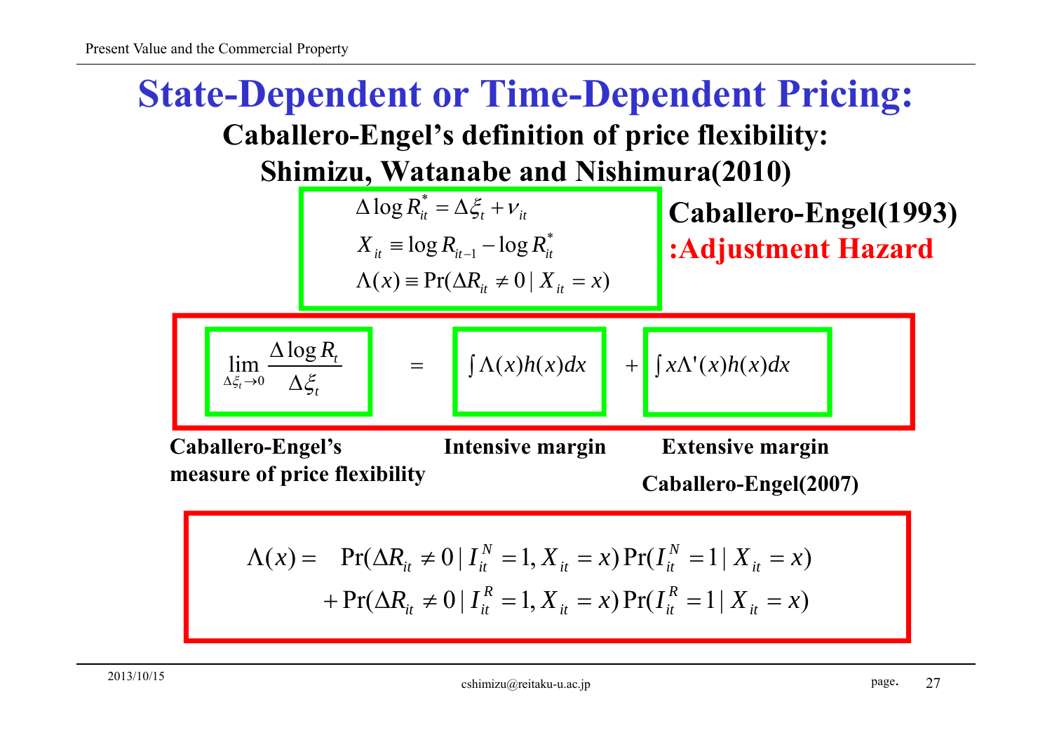# State-Dependent or Time-Dependent Pricing:

## Caballero-Engel's definition of price flexibility: Shimizu, Watanabe and Nishimura(2010)

$$\Delta \log R_{it}^{*} = \Delta \xi_t + \nu_{it}$$

$$X_{it} \equiv \log R_{it-1} - \log R_{it}^{*}$$

$$\Lambda(x) \equiv \Pr(\Delta R_{it} \neq 0 \mid X_{it} = x)$$

**Caballero-Engel(1993)**
**:Adjustment Hazard**

$$\lim_{\Delta \xi_t \to 0} \frac{\Delta \log R_t}{\Delta \xi_t} = \int \Lambda(x) h(x) dx + \int x \Lambda'(x) h(x) dx$$

**Caballero-Engel's measure of price flexibility** | **Intensive margin** | **Extensive margin**

**Caballero-Engel(2007)**

$$\Lambda(x) = \Pr(\Delta R_{it} \neq 0 \mid I_{it}^{N} = 1, X_{it} = x) \Pr(I_{it}^{N} = 1 \mid X_{it} = x) + \Pr(\Delta R_{it} \neq 0 \mid I_{it}^{R} = 1, X_{it} = x) \Pr(I_{it}^{R} = 1 \mid X_{it} = x)$$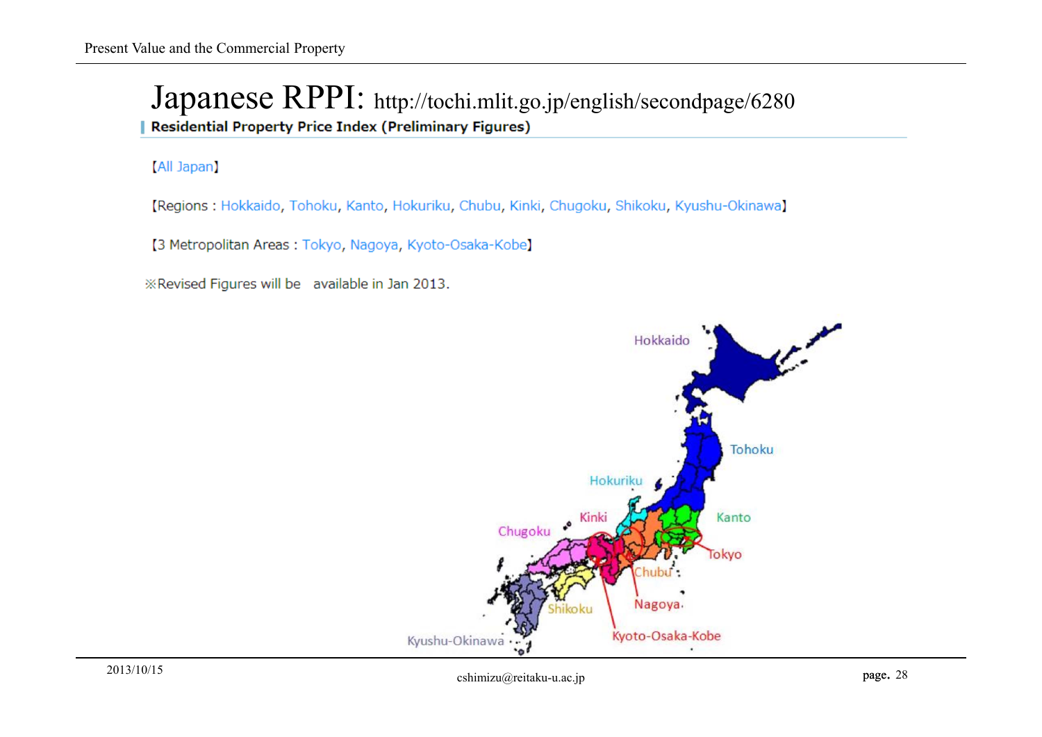# Japanese RPPI: http://tochi.mlit.go.jp/english/secondpage/6280

**Residential Property Price Index (Preliminary Figures)**

【All Japan】

【Regions : Hokkaido, Tohoku, Kanto, Hokuriku, Chubu, Kinki, Chugoku, Shikoku, Kyushu-Okinawa】

【3 Metropolitan Areas : Tokyo, Nagoya, Kyoto-Osaka-Kobe】

※Revised Figures will be available in Jan 2013.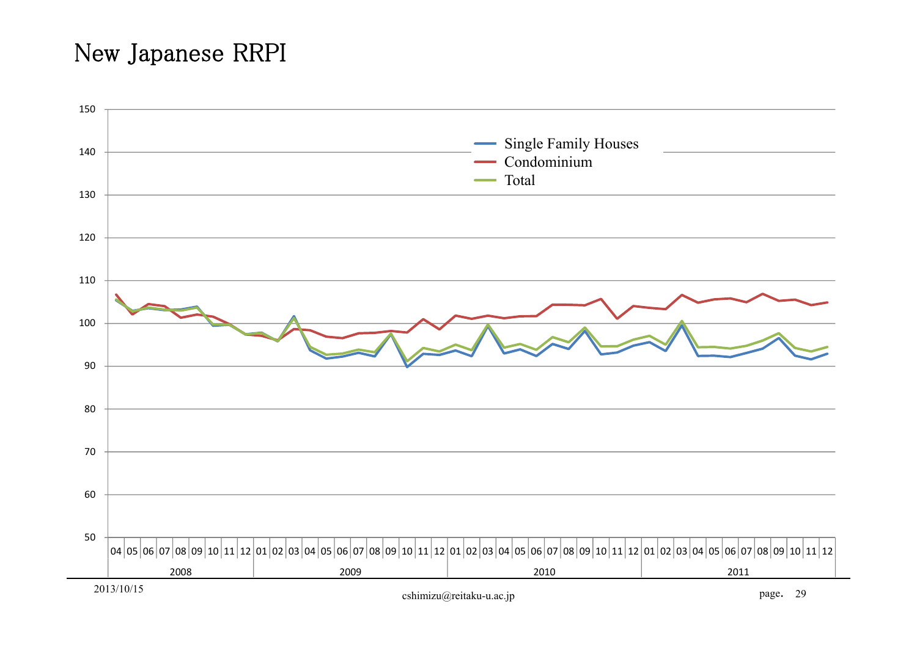# New Japanese RRPI

Single Family Houses
Condominium
Total

150
140
130
120
110
100
90
80
70
60
50

04 05 06 07 08 09 10 11 12 | 01 02 03 04 05 06 07 08 09 10 11 12 | 01 02 03 04 05 06 07 08 09 10 11 12 | 01 02 03 04 05 06 07 08 09 10 11 12

2008 | 2009 | 2010 | 2011

2013/10/15

cshimizu@reitaku-u.ac.jp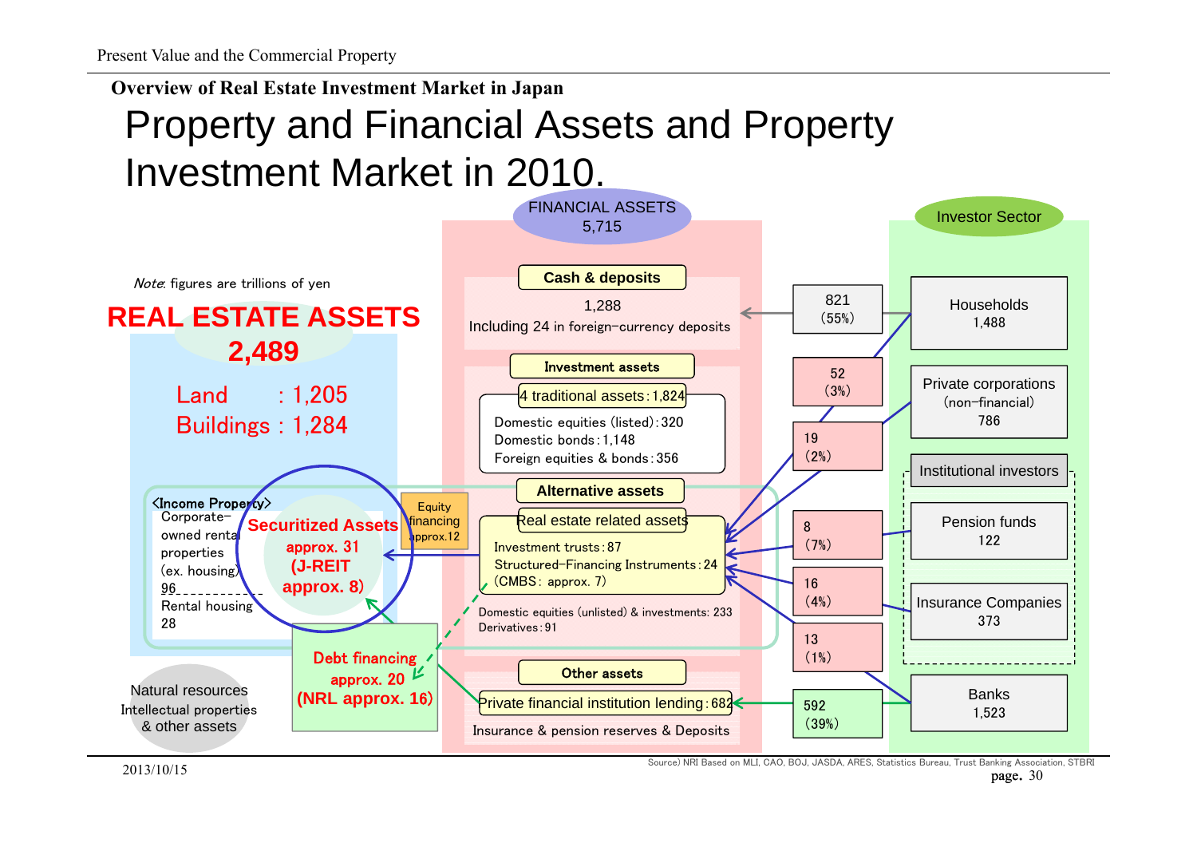## Overview of Real Estate Investment Market in Japan

# Property and Financial Assets and Property Investment Market in 2010.

*Note*: figures are trillions of yen

**REAL ESTATE ASSETS 2,489**

Land : 1,205
Buildings : 1,284

<Income Property>
Corporate-owned rental properties (ex. housing) 96
Rental housing 28

**Securitized Assets approx. 31 (J-REIT approx. 8)**

Equity financing approx.12

Debt financing approx. 20 (NRL approx. 16)

Natural resources
Intellectual properties
& other assets

**FINANCIAL ASSETS 5,715**

**Cash & deposits**
1,288
Including 24 in foreign-currency deposits

**Investment assets**

4 traditional assets : 1,824
- Domestic equities (listed) : 320
- Domestic bonds : 1,148
- Foreign equities & bonds : 356

**Alternative assets**

Real estate related assets
- Investment trusts : 87
- Structured-Financing Instruments : 24 (CMBS: approx. 7)

Domestic equities (unlisted) & investments: 233
Derivatives : 91

**Other assets**

Private financial institution lending : 682
Insurance & pension reserves & Deposits

**Investor Sector**

- Households 1,488 — 821 (55%) to Cash & deposits; 52 (3%)
- Private corporations (non-financial) 786 — 19 (2%)
- Institutional investors
  - Pension funds 122 — 8 (7%)
  - Insurance Companies 373 — 16 (4%)
- Banks 1,523 — 13 (1%); 592 (39%) to Private financial institution lending

Source) NRI Based on MLI, CAO, BOJ, JASDA, ARES, Statistics Bureau, Trust Banking Association, STBRI

2013/10/15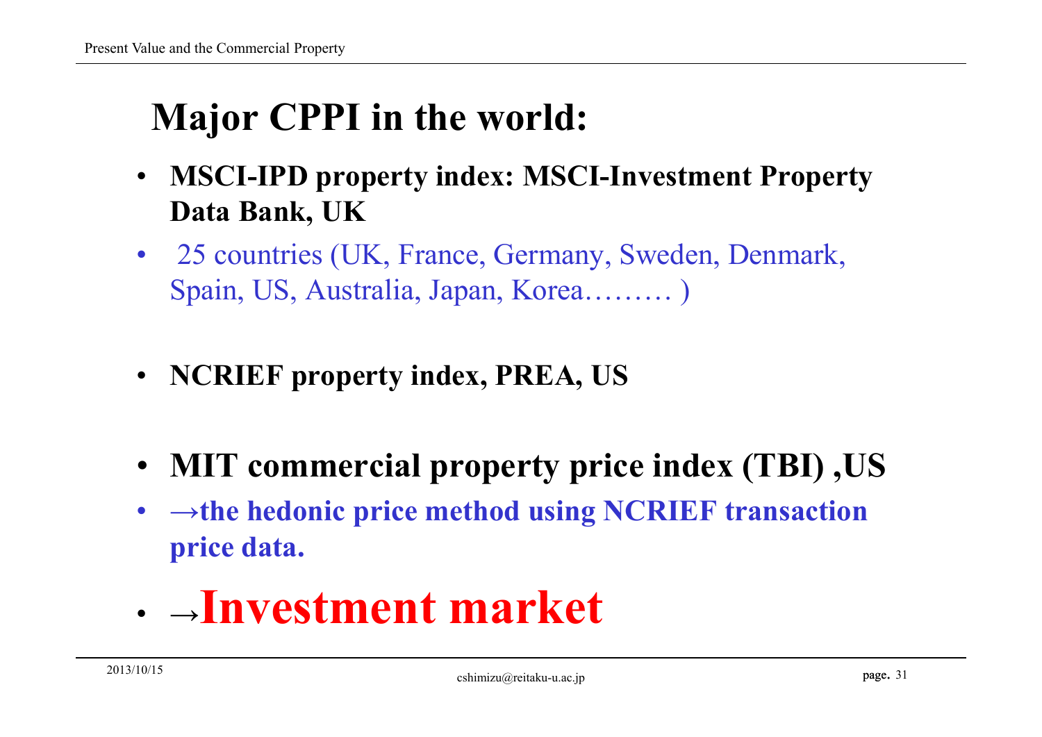# Major CPPI in the world:

- **MSCI-IPD property index: MSCI-Investment Property Data Bank, UK**
- 25 countries (UK, France, Germany, Sweden, Denmark, Spain, US, Australia, Japan, Korea……… )

- **NCRIEF property index, PREA, US**

- **MIT commercial property price index (TBI) ,US**
- **→the hedonic price method using NCRIEF transaction price data.**

- **→Investment market**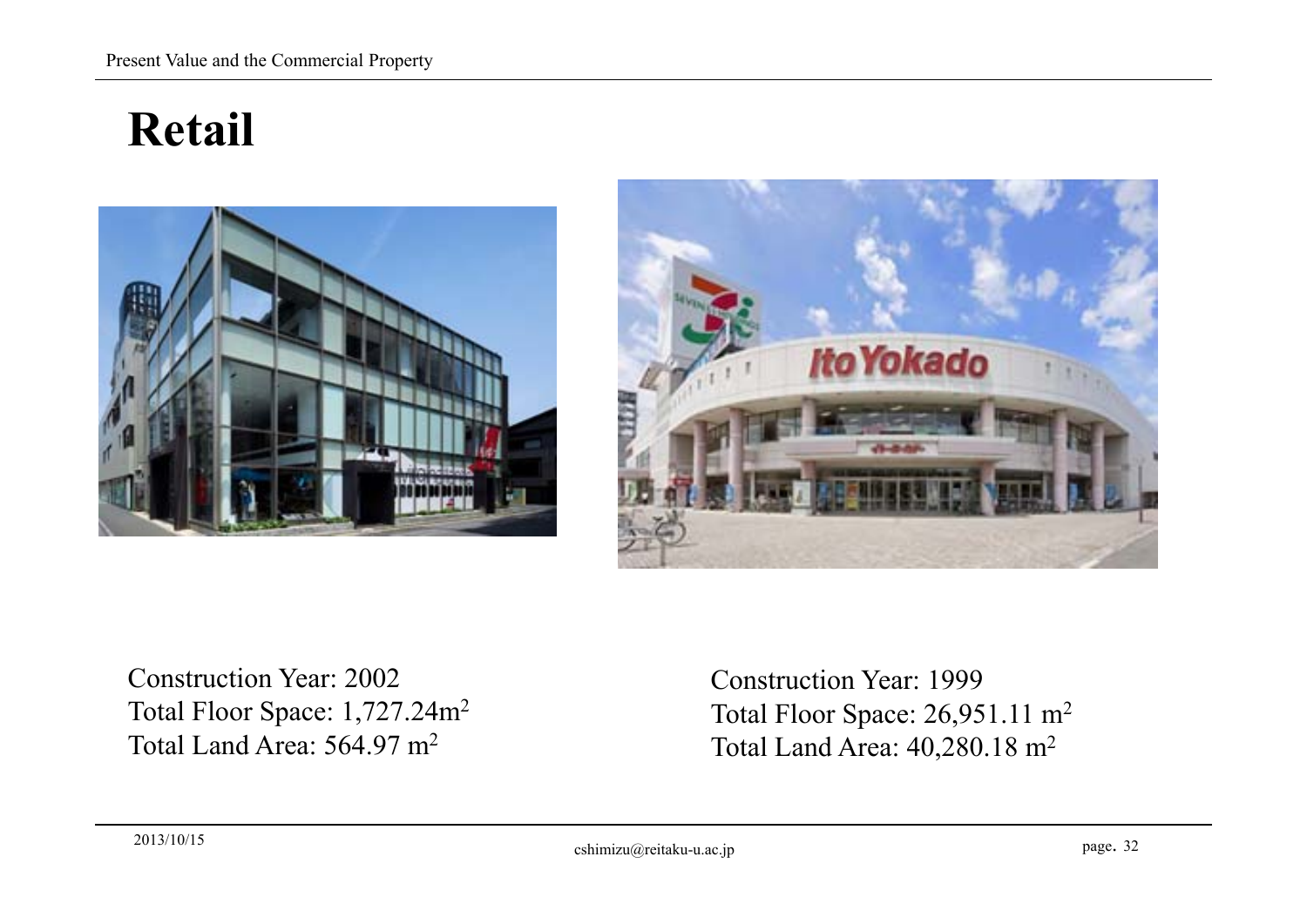# Retail

Construction Year: 2002
Total Floor Space: 1,727.24m$^2$
Total Land Area: 564.97 m$^2$

Construction Year: 1999
Total Floor Space: 26,951.11 m$^2$
Total Land Area: 40,280.18 m$^2$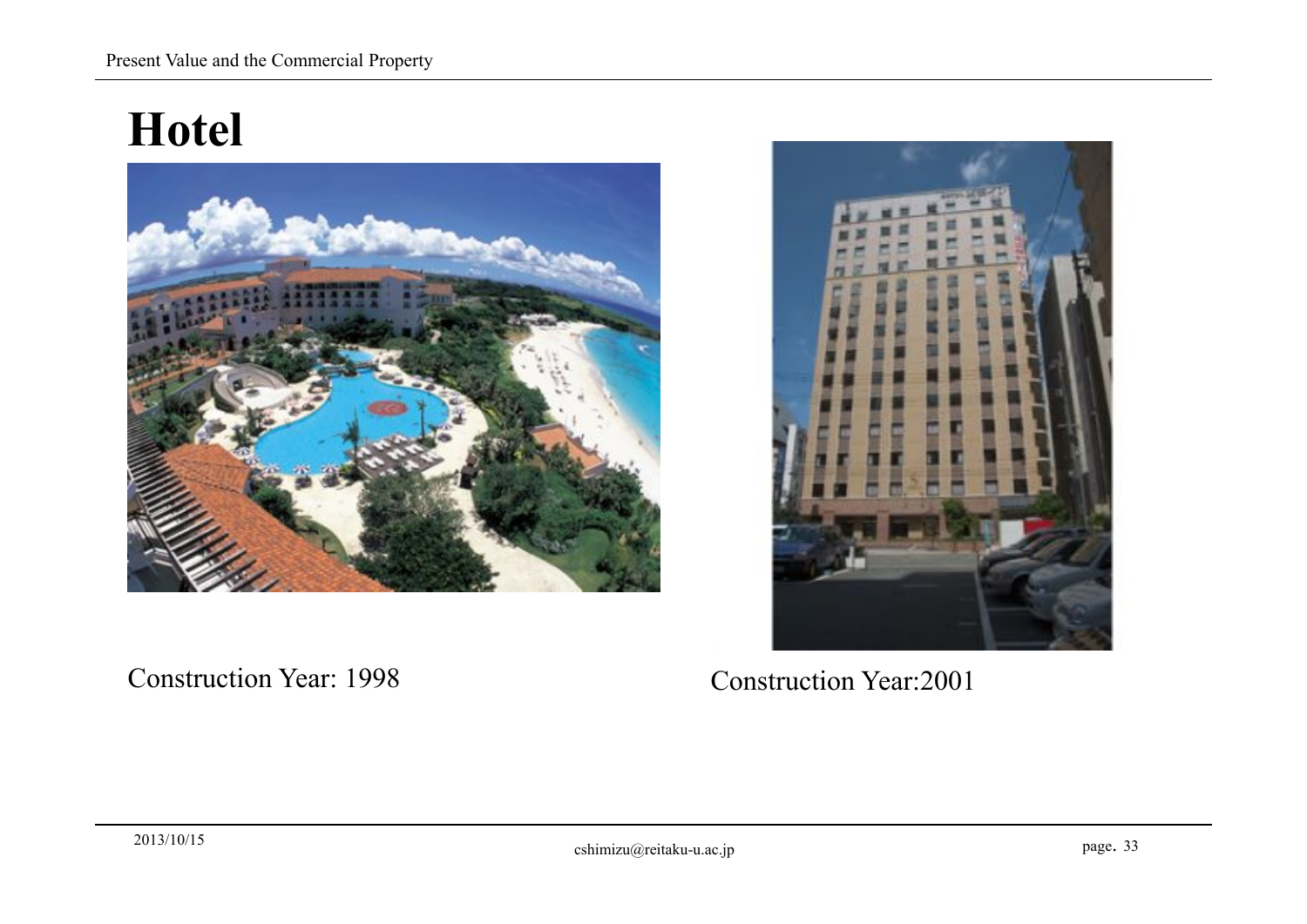# Hotel

Construction Year: 1998

Construction Year:2001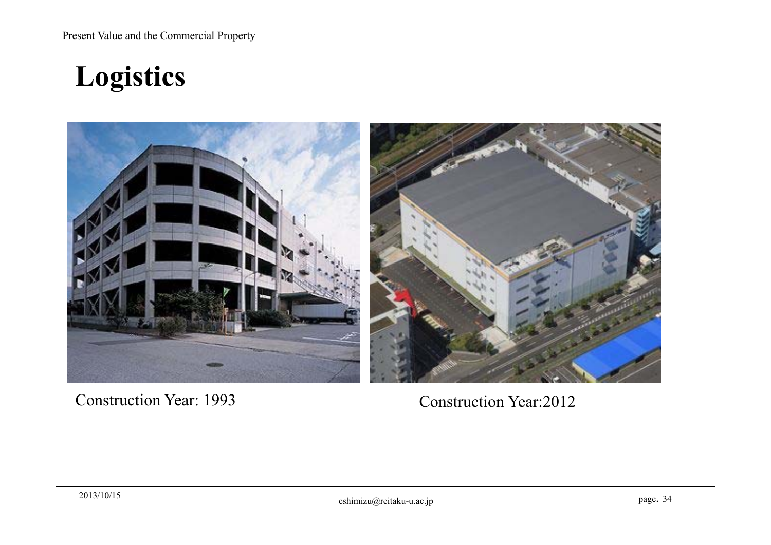# Logistics

Construction Year: 1993

Construction Year:2012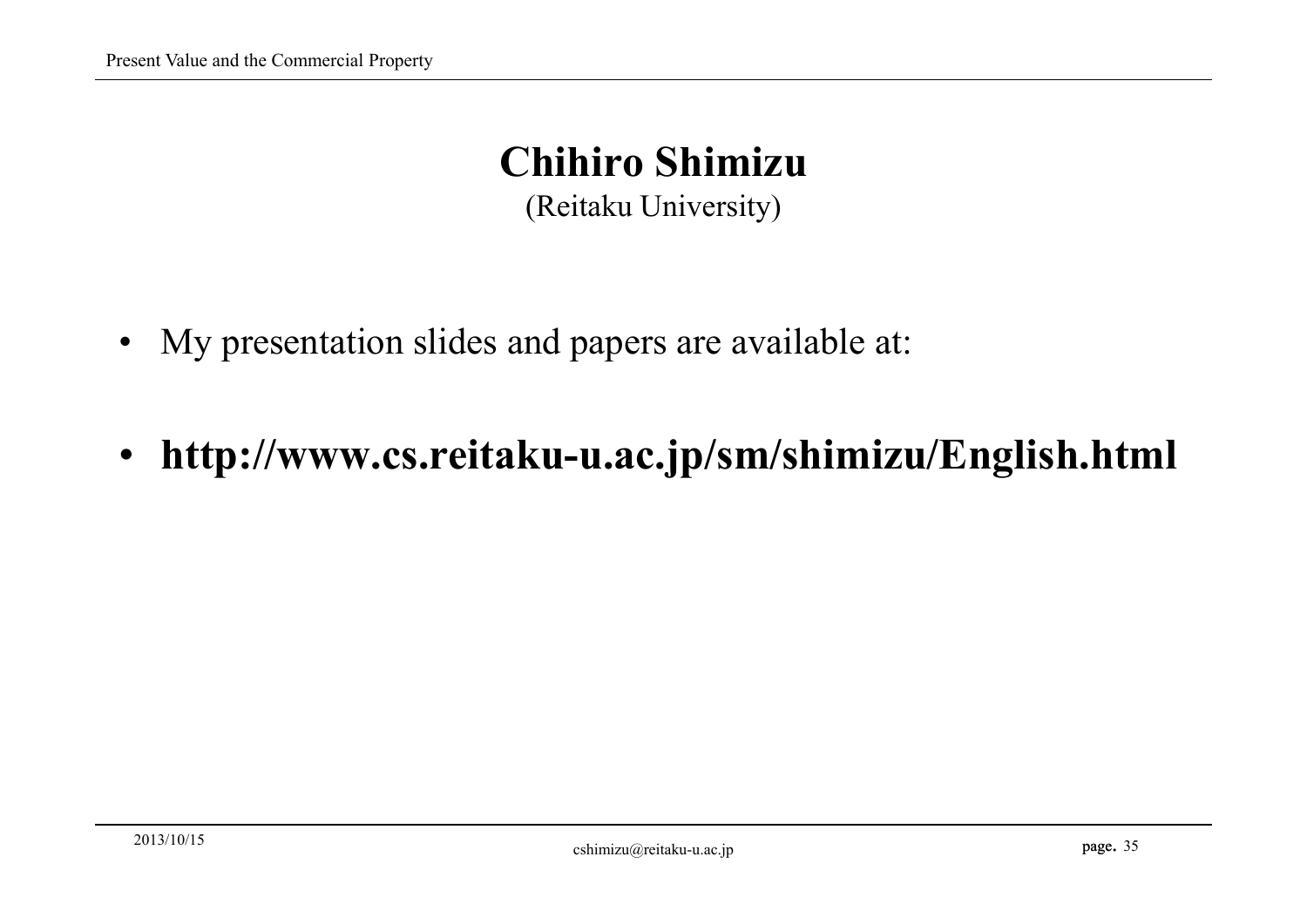# Chihiro Shimizu

(Reitaku University)

- My presentation slides and papers are available at:
- **http://www.cs.reitaku-u.ac.jp/sm/shimizu/English.html**